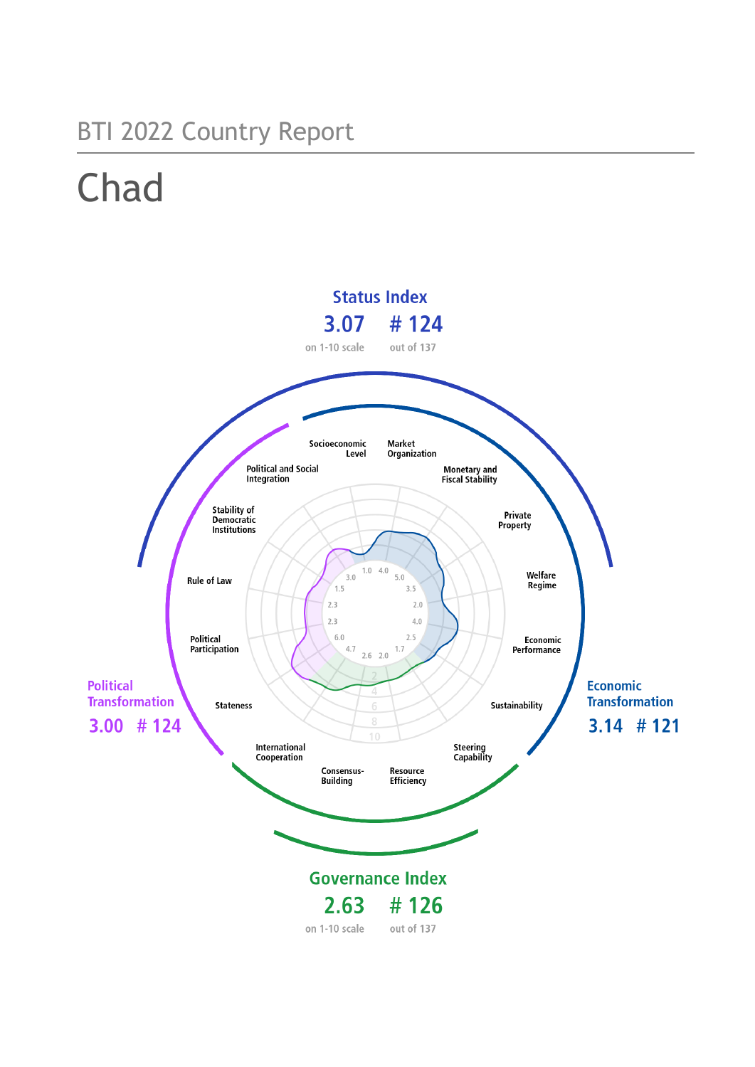BTI 2022 Country Report

# Chad

**Status Index**

**3.07** on 1-10 scale

**# 124** out of 137

**Political Transformation**

**3.00 # 124**

**Economic Transformation**

**3.14 # 121**

**Governance Index**

**2.63** on 1-10 scale

**# 126** out of 137

| Criterion | Score |
|---|---|
| Stateness | 4.7 |
| Political Participation | 6.0 |
| Rule of Law | 2.3 |
| Stability of Democratic Institutions | 2.3 |
| Political and Social Integration | 1.5 |
| Socioeconomic Level | 1.0 |
| Market Organization | 4.0 |
| Monetary and Fiscal Stability | 5.0 |
| Private Property | 3.5 |
| Welfare Regime | 2.0 |
| Economic Performance | 4.0 |
| Sustainability | 2.5 |
| International Cooperation | 3.0 |
| Consensus-Building | 2.6 |
| Resource Efficiency | 2.0 |
| Steering Capability | 1.7 |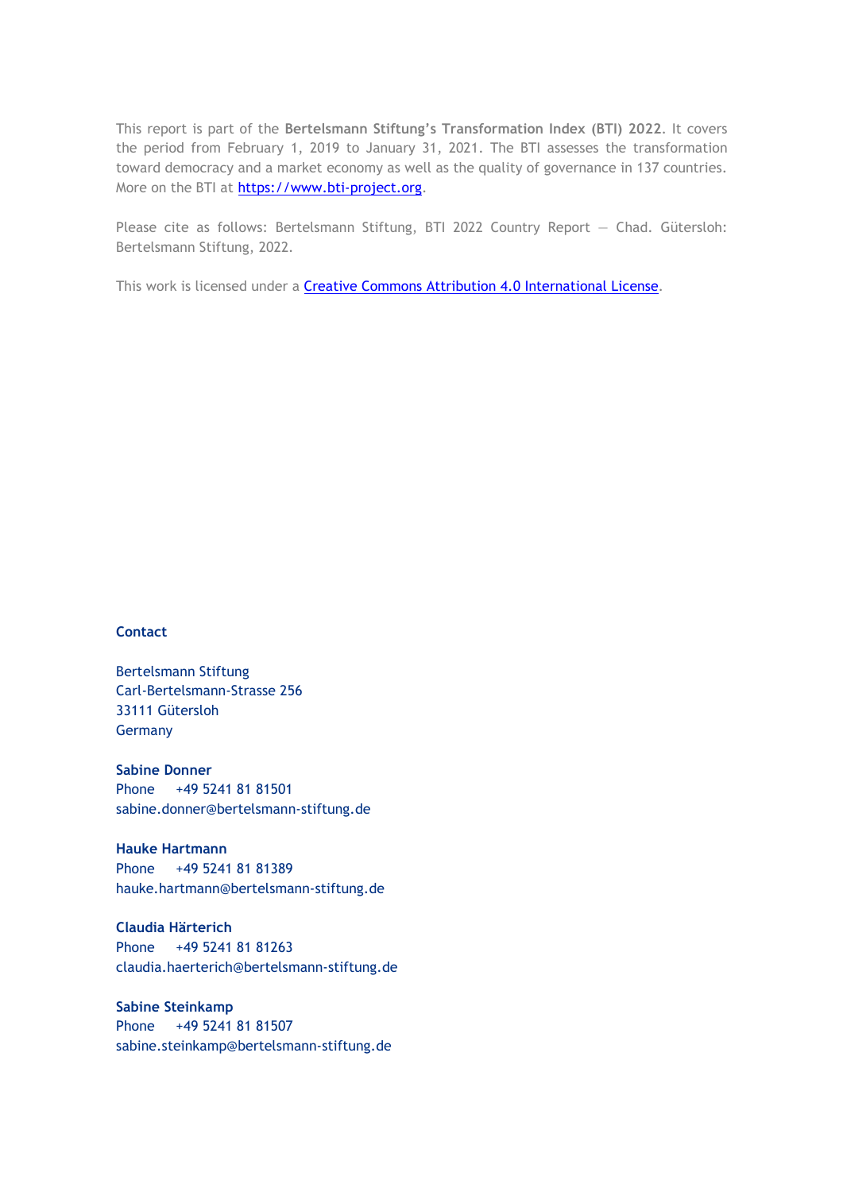This report is part of the **Bertelsmann Stiftung's Transformation Index (BTI) 2022**. It covers the period from February 1, 2019 to January 31, 2021. The BTI assesses the transformation toward democracy and a market economy as well as the quality of governance in 137 countries. More on the BTI at [https://www.bti-project.org](https://www.bti-project.org).

Please cite as follows: Bertelsmann Stiftung, BTI 2022 Country Report — Chad. Gütersloh: Bertelsmann Stiftung, 2022.

This work is licensed under a [Creative Commons Attribution 4.0 International License](https://creativecommons.org/licenses/by/4.0/).

**Contact**

Bertelsmann Stiftung
Carl-Bertelsmann-Strasse 256
33111 Gütersloh
Germany

**Sabine Donner**
Phone +49 5241 81 81501
sabine.donner@bertelsmann-stiftung.de

**Hauke Hartmann**
Phone +49 5241 81 81389
hauke.hartmann@bertelsmann-stiftung.de

**Claudia Härterich**
Phone +49 5241 81 81263
claudia.haerterich@bertelsmann-stiftung.de

**Sabine Steinkamp**
Phone +49 5241 81 81507
sabine.steinkamp@bertelsmann-stiftung.de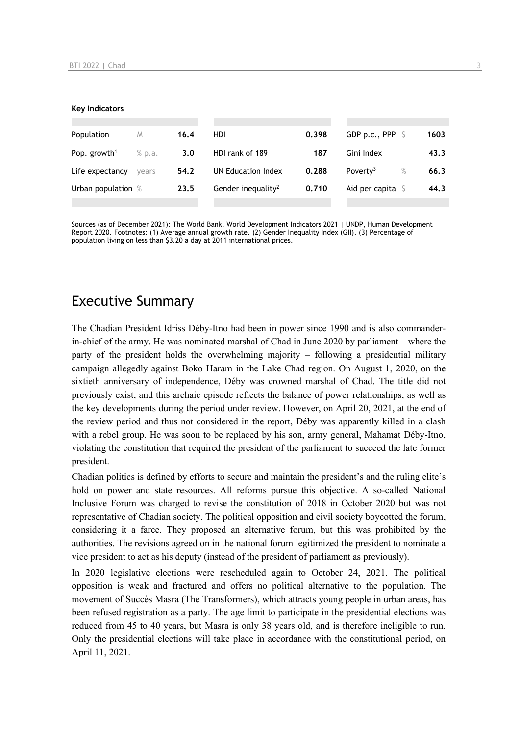**Key Indicators**

| Population | M | 16.4 | HDI | 0.398 | GDP p.c., PPP | $ | 1603 |
|---|---|---|---|---|---|---|---|
| Pop. growth[1] | % p.a. | 3.0 | HDI rank of 189 | 187 | Gini Index | | 43.3 |
| Life expectancy | years | 54.2 | UN Education Index | 0.288 | Poverty[3] | % | 66.3 |
| Urban population | % | 23.5 | Gender inequality[2] | 0.710 | Aid per capita | $ | 44.3 |

Sources (as of December 2021): The World Bank, World Development Indicators 2021 | UNDP, Human Development Report 2020. Footnotes: (1) Average annual growth rate. (2) Gender Inequality Index (GII). (3) Percentage of population living on less than $3.20 a day at 2011 international prices.

# Executive Summary

The Chadian President Idriss Déby-Itno had been in power since 1990 and is also commander-in-chief of the army. He was nominated marshal of Chad in June 2020 by parliament – where the party of the president holds the overwhelming majority – following a presidential military campaign allegedly against Boko Haram in the Lake Chad region. On August 1, 2020, on the sixtieth anniversary of independence, Déby was crowned marshal of Chad. The title did not previously exist, and this archaic episode reflects the balance of power relationships, as well as the key developments during the period under review. However, on April 20, 2021, at the end of the review period and thus not considered in the report, Déby was apparently killed in a clash with a rebel group. He was soon to be replaced by his son, army general, Mahamat Déby-Itno, violating the constitution that required the president of the parliament to succeed the late former president.

Chadian politics is defined by efforts to secure and maintain the president's and the ruling elite's hold on power and state resources. All reforms pursue this objective. A so-called National Inclusive Forum was charged to revise the constitution of 2018 in October 2020 but was not representative of Chadian society. The political opposition and civil society boycotted the forum, considering it a farce. They proposed an alternative forum, but this was prohibited by the authorities. The revisions agreed on in the national forum legitimized the president to nominate a vice president to act as his deputy (instead of the president of parliament as previously).

In 2020 legislative elections were rescheduled again to October 24, 2021. The political opposition is weak and fractured and offers no political alternative to the population. The movement of Succès Masra (The Transformers), which attracts young people in urban areas, has been refused registration as a party. The age limit to participate in the presidential elections was reduced from 45 to 40 years, but Masra is only 38 years old, and is therefore ineligible to run. Only the presidential elections will take place in accordance with the constitutional period, on April 11, 2021.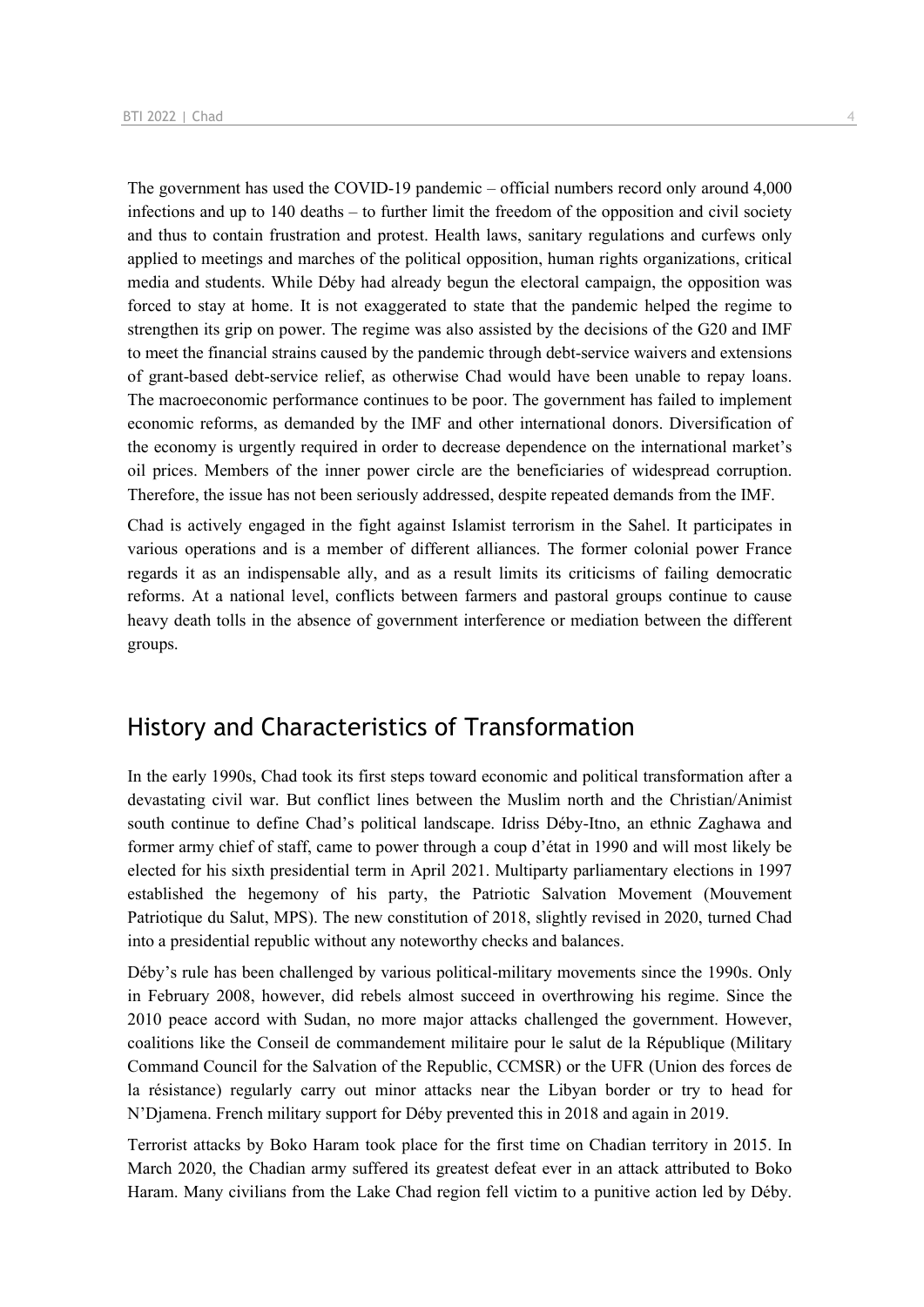The government has used the COVID-19 pandemic – official numbers record only around 4,000 infections and up to 140 deaths – to further limit the freedom of the opposition and civil society and thus to contain frustration and protest. Health laws, sanitary regulations and curfews only applied to meetings and marches of the political opposition, human rights organizations, critical media and students. While Déby had already begun the electoral campaign, the opposition was forced to stay at home. It is not exaggerated to state that the pandemic helped the regime to strengthen its grip on power. The regime was also assisted by the decisions of the G20 and IMF to meet the financial strains caused by the pandemic through debt-service waivers and extensions of grant-based debt-service relief, as otherwise Chad would have been unable to repay loans. The macroeconomic performance continues to be poor. The government has failed to implement economic reforms, as demanded by the IMF and other international donors. Diversification of the economy is urgently required in order to decrease dependence on the international market's oil prices. Members of the inner power circle are the beneficiaries of widespread corruption. Therefore, the issue has not been seriously addressed, despite repeated demands from the IMF.

Chad is actively engaged in the fight against Islamist terrorism in the Sahel. It participates in various operations and is a member of different alliances. The former colonial power France regards it as an indispensable ally, and as a result limits its criticisms of failing democratic reforms. At a national level, conflicts between farmers and pastoral groups continue to cause heavy death tolls in the absence of government interference or mediation between the different groups.

## History and Characteristics of Transformation

In the early 1990s, Chad took its first steps toward economic and political transformation after a devastating civil war. But conflict lines between the Muslim north and the Christian/Animist south continue to define Chad's political landscape. Idriss Déby-Itno, an ethnic Zaghawa and former army chief of staff, came to power through a coup d'état in 1990 and will most likely be elected for his sixth presidential term in April 2021. Multiparty parliamentary elections in 1997 established the hegemony of his party, the Patriotic Salvation Movement (Mouvement Patriotique du Salut, MPS). The new constitution of 2018, slightly revised in 2020, turned Chad into a presidential republic without any noteworthy checks and balances.

Déby's rule has been challenged by various political-military movements since the 1990s. Only in February 2008, however, did rebels almost succeed in overthrowing his regime. Since the 2010 peace accord with Sudan, no more major attacks challenged the government. However, coalitions like the Conseil de commandement militaire pour le salut de la République (Military Command Council for the Salvation of the Republic, CCMSR) or the UFR (Union des forces de la résistance) regularly carry out minor attacks near the Libyan border or try to head for N'Djamena. French military support for Déby prevented this in 2018 and again in 2019.

Terrorist attacks by Boko Haram took place for the first time on Chadian territory in 2015. In March 2020, the Chadian army suffered its greatest defeat ever in an attack attributed to Boko Haram. Many civilians from the Lake Chad region fell victim to a punitive action led by Déby.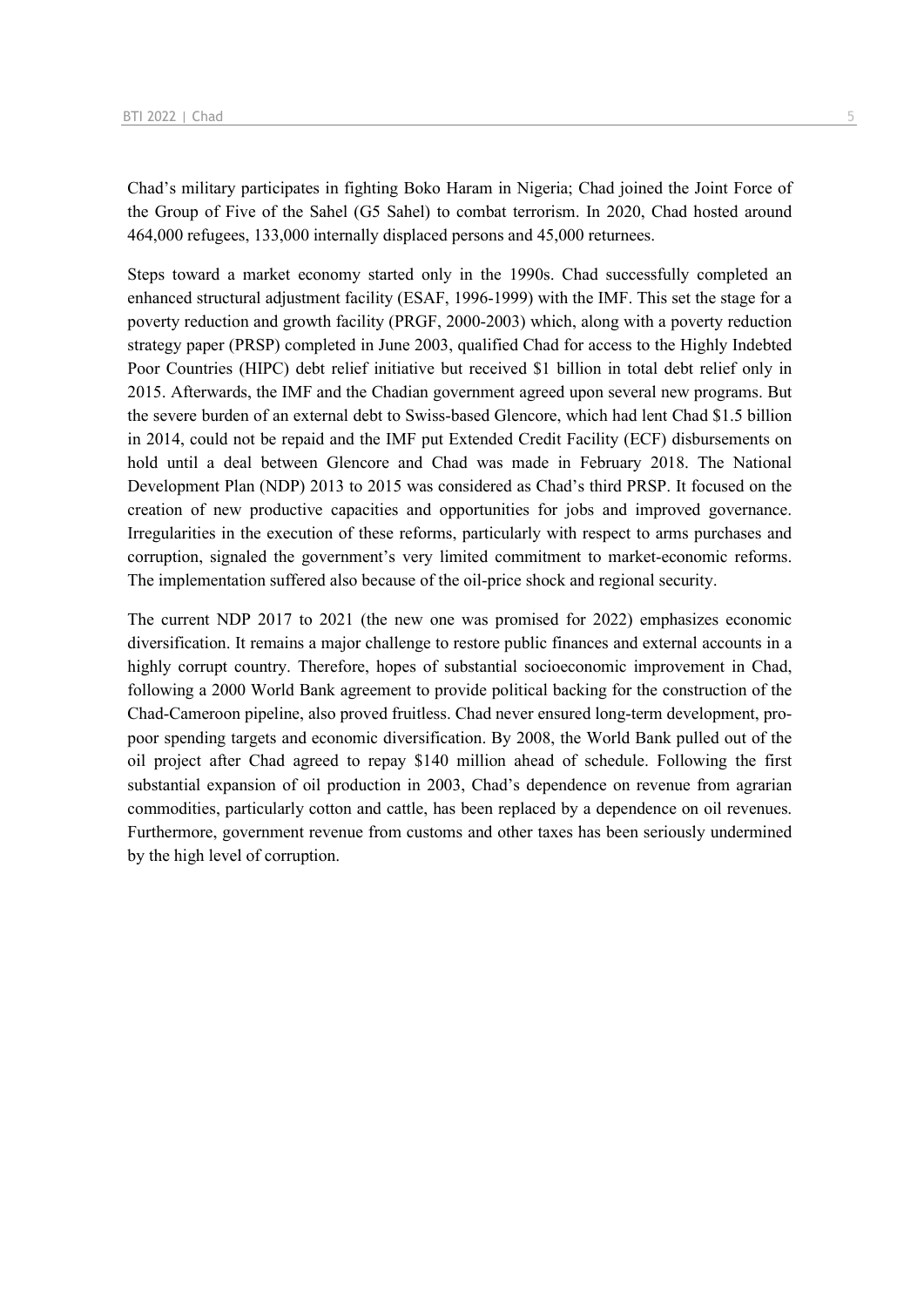Chad's military participates in fighting Boko Haram in Nigeria; Chad joined the Joint Force of the Group of Five of the Sahel (G5 Sahel) to combat terrorism. In 2020, Chad hosted around 464,000 refugees, 133,000 internally displaced persons and 45,000 returnees.

Steps toward a market economy started only in the 1990s. Chad successfully completed an enhanced structural adjustment facility (ESAF, 1996-1999) with the IMF. This set the stage for a poverty reduction and growth facility (PRGF, 2000-2003) which, along with a poverty reduction strategy paper (PRSP) completed in June 2003, qualified Chad for access to the Highly Indebted Poor Countries (HIPC) debt relief initiative but received $1 billion in total debt relief only in 2015. Afterwards, the IMF and the Chadian government agreed upon several new programs. But the severe burden of an external debt to Swiss-based Glencore, which had lent Chad $1.5 billion in 2014, could not be repaid and the IMF put Extended Credit Facility (ECF) disbursements on hold until a deal between Glencore and Chad was made in February 2018. The National Development Plan (NDP) 2013 to 2015 was considered as Chad's third PRSP. It focused on the creation of new productive capacities and opportunities for jobs and improved governance. Irregularities in the execution of these reforms, particularly with respect to arms purchases and corruption, signaled the government's very limited commitment to market-economic reforms. The implementation suffered also because of the oil-price shock and regional security.

The current NDP 2017 to 2021 (the new one was promised for 2022) emphasizes economic diversification. It remains a major challenge to restore public finances and external accounts in a highly corrupt country. Therefore, hopes of substantial socioeconomic improvement in Chad, following a 2000 World Bank agreement to provide political backing for the construction of the Chad-Cameroon pipeline, also proved fruitless. Chad never ensured long-term development, pro-poor spending targets and economic diversification. By 2008, the World Bank pulled out of the oil project after Chad agreed to repay $140 million ahead of schedule. Following the first substantial expansion of oil production in 2003, Chad's dependence on revenue from agrarian commodities, particularly cotton and cattle, has been replaced by a dependence on oil revenues. Furthermore, government revenue from customs and other taxes has been seriously undermined by the high level of corruption.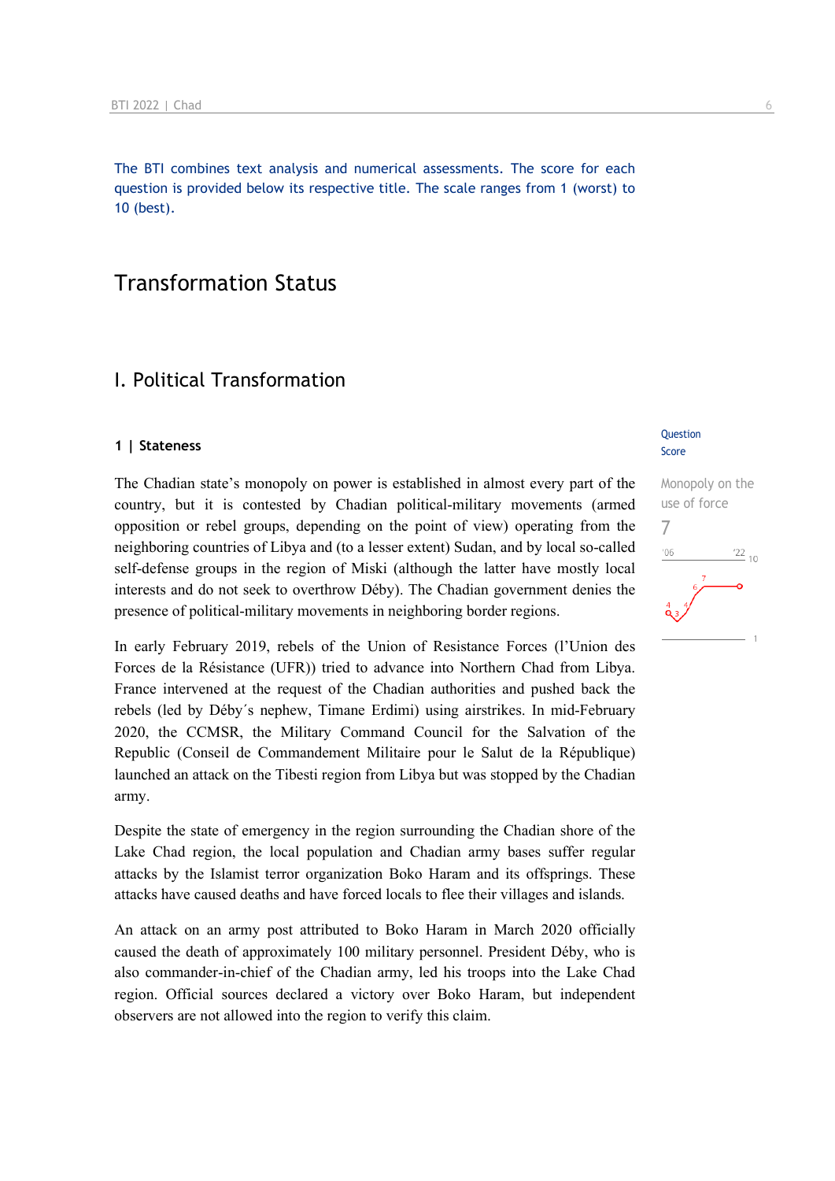The BTI combines text analysis and numerical assessments. The score for each question is provided below its respective title. The scale ranges from 1 (worst) to 10 (best).

# Transformation Status

## I. Political Transformation

### 1 | Stateness

Question Score

**Monopoly on the use of force**
7

The Chadian state's monopoly on power is established in almost every part of the country, but it is contested by Chadian political-military movements (armed opposition or rebel groups, depending on the point of view) operating from the neighboring countries of Libya and (to a lesser extent) Sudan, and by local so-called self-defense groups in the region of Miski (although the latter have mostly local interests and do not seek to overthrow Déby). The Chadian government denies the presence of political-military movements in neighboring border regions.

In early February 2019, rebels of the Union of Resistance Forces (l'Union des Forces de la Résistance (UFR)) tried to advance into Northern Chad from Libya. France intervened at the request of the Chadian authorities and pushed back the rebels (led by Déby´s nephew, Timane Erdimi) using airstrikes. In mid-February 2020, the CCMSR, the Military Command Council for the Salvation of the Republic (Conseil de Commandement Militaire pour le Salut de la République) launched an attack on the Tibesti region from Libya but was stopped by the Chadian army.

Despite the state of emergency in the region surrounding the Chadian shore of the Lake Chad region, the local population and Chadian army bases suffer regular attacks by the Islamist terror organization Boko Haram and its offsprings. These attacks have caused deaths and have forced locals to flee their villages and islands.

An attack on an army post attributed to Boko Haram in March 2020 officially caused the death of approximately 100 military personnel. President Déby, who is also commander-in-chief of the Chadian army, led his troops into the Lake Chad region. Official sources declared a victory over Boko Haram, but independent observers are not allowed into the region to verify this claim.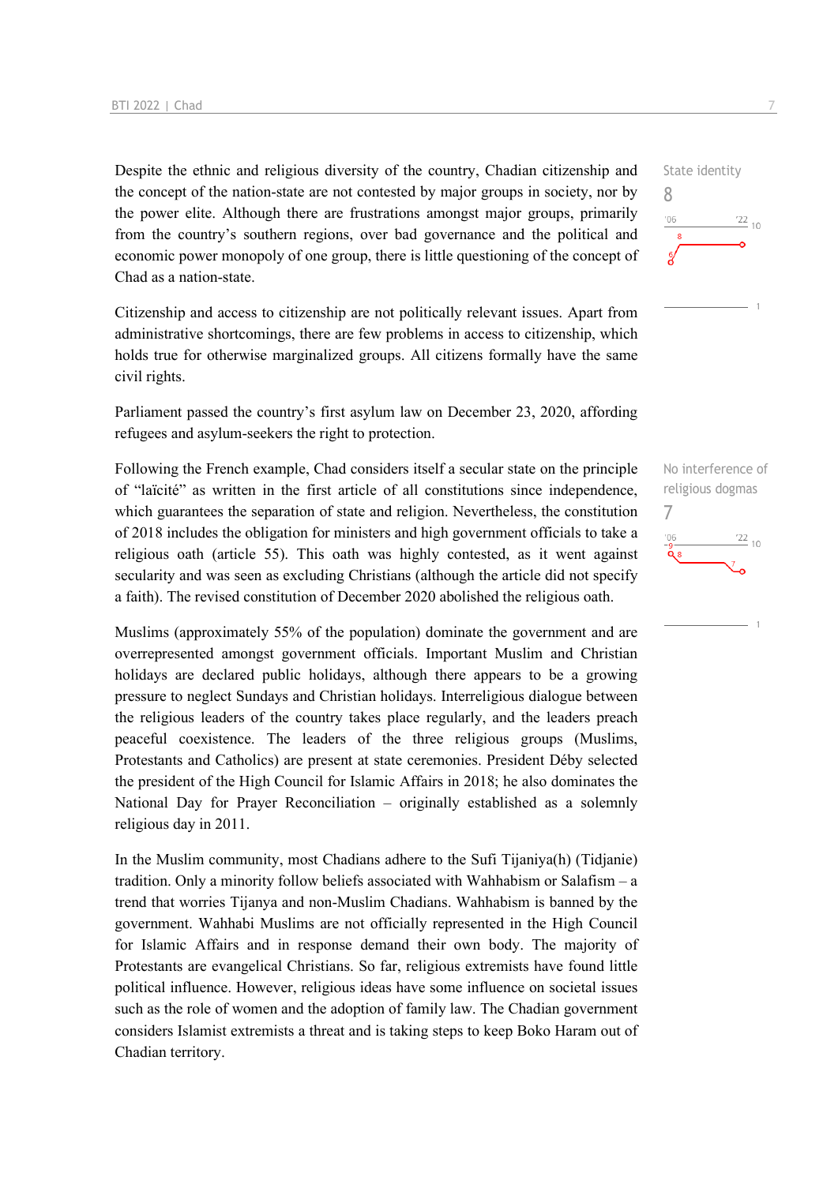State identity

8

Despite the ethnic and religious diversity of the country, Chadian citizenship and the concept of the nation-state are not contested by major groups in society, nor by the power elite. Although there are frustrations amongst major groups, primarily from the country's southern regions, over bad governance and the political and economic power monopoly of one group, there is little questioning of the concept of Chad as a nation-state.

Citizenship and access to citizenship are not politically relevant issues. Apart from administrative shortcomings, there are few problems in access to citizenship, which holds true for otherwise marginalized groups. All citizens formally have the same civil rights.

Parliament passed the country's first asylum law on December 23, 2020, affording refugees and asylum-seekers the right to protection.

No interference of religious dogmas

7

Following the French example, Chad considers itself a secular state on the principle of "laïcité" as written in the first article of all constitutions since independence, which guarantees the separation of state and religion. Nevertheless, the constitution of 2018 includes the obligation for ministers and high government officials to take a religious oath (article 55). This oath was highly contested, as it went against secularity and was seen as excluding Christians (although the article did not specify a faith). The revised constitution of December 2020 abolished the religious oath.

Muslims (approximately 55% of the population) dominate the government and are overrepresented amongst government officials. Important Muslim and Christian holidays are declared public holidays, although there appears to be a growing pressure to neglect Sundays and Christian holidays. Interreligious dialogue between the religious leaders of the country takes place regularly, and the leaders preach peaceful coexistence. The leaders of the three religious groups (Muslims, Protestants and Catholics) are present at state ceremonies. President Déby selected the president of the High Council for Islamic Affairs in 2018; he also dominates the National Day for Prayer Reconciliation – originally established as a solemnly religious day in 2011.

In the Muslim community, most Chadians adhere to the Sufi Tijaniya(h) (Tidjanie) tradition. Only a minority follow beliefs associated with Wahhabism or Salafism – a trend that worries Tijanya and non-Muslim Chadians. Wahhabism is banned by the government. Wahhabi Muslims are not officially represented in the High Council for Islamic Affairs and in response demand their own body. The majority of Protestants are evangelical Christians. So far, religious extremists have found little political influence. However, religious ideas have some influence on societal issues such as the role of women and the adoption of family law. The Chadian government considers Islamist extremists a threat and is taking steps to keep Boko Haram out of Chadian territory.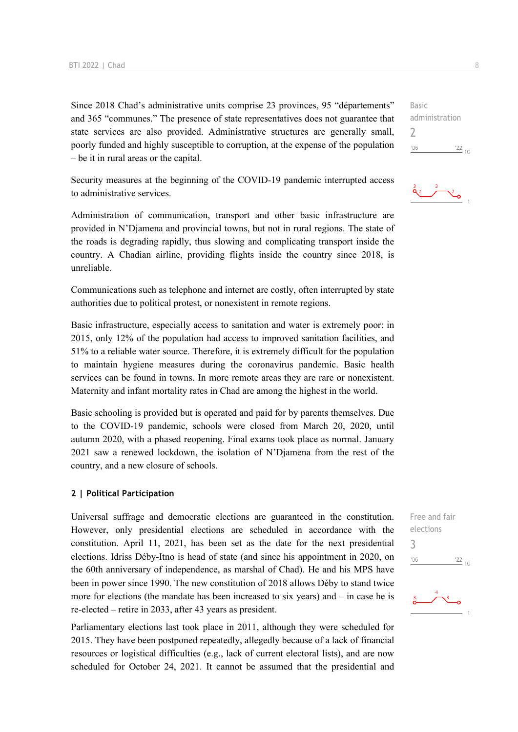Since 2018 Chad's administrative units comprise 23 provinces, 95 "départements" and 365 "communes." The presence of state representatives does not guarantee that state services are also provided. Administrative structures are generally small, poorly funded and highly susceptible to corruption, at the expense of the population – be it in rural areas or the capital.

Basic administration
2

Security measures at the beginning of the COVID-19 pandemic interrupted access to administrative services.

Administration of communication, transport and other basic infrastructure are provided in N'Djamena and provincial towns, but not in rural regions. The state of the roads is degrading rapidly, thus slowing and complicating transport inside the country. A Chadian airline, providing flights inside the country since 2018, is unreliable.

Communications such as telephone and internet are costly, often interrupted by state authorities due to political protest, or nonexistent in remote regions.

Basic infrastructure, especially access to sanitation and water is extremely poor: in 2015, only 12% of the population had access to improved sanitation facilities, and 51% to a reliable water source. Therefore, it is extremely difficult for the population to maintain hygiene measures during the coronavirus pandemic. Basic health services can be found in towns. In more remote areas they are rare or nonexistent. Maternity and infant mortality rates in Chad are among the highest in the world.

Basic schooling is provided but is operated and paid for by parents themselves. Due to the COVID-19 pandemic, schools were closed from March 20, 2020, until autumn 2020, with a phased reopening. Final exams took place as normal. January 2021 saw a renewed lockdown, the isolation of N'Djamena from the rest of the country, and a new closure of schools.

## 2 | Political Participation

Universal suffrage and democratic elections are guaranteed in the constitution. However, only presidential elections are scheduled in accordance with the constitution. April 11, 2021, has been set as the date for the next presidential elections. Idriss Déby-Itno is head of state (and since his appointment in 2020, on the 60th anniversary of independence, as marshal of Chad). He and his MPS have been in power since 1990. The new constitution of 2018 allows Déby to stand twice more for elections (the mandate has been increased to six years) and – in case he is re-elected – retire in 2033, after 43 years as president.

Free and fair elections
3

Parliamentary elections last took place in 2011, although they were scheduled for 2015. They have been postponed repeatedly, allegedly because of a lack of financial resources or logistical difficulties (e.g., lack of current electoral lists), and are now scheduled for October 24, 2021. It cannot be assumed that the presidential and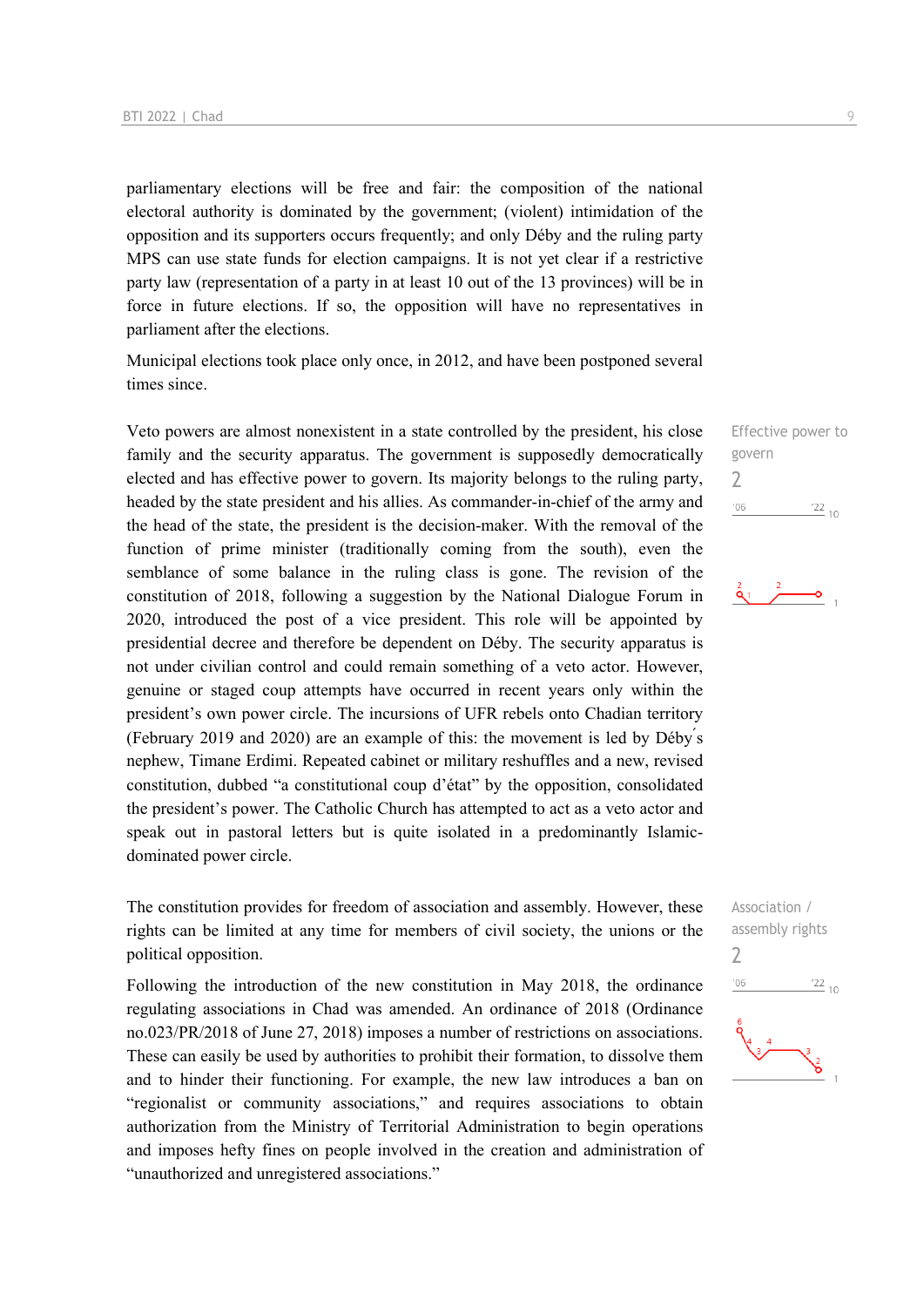parliamentary elections will be free and fair: the composition of the national electoral authority is dominated by the government; (violent) intimidation of the opposition and its supporters occurs frequently; and only Déby and the ruling party MPS can use state funds for election campaigns. It is not yet clear if a restrictive party law (representation of a party in at least 10 out of the 13 provinces) will be in force in future elections. If so, the opposition will have no representatives in parliament after the elections.

Municipal elections took place only once, in 2012, and have been postponed several times since.

Effective power to govern
2

Veto powers are almost nonexistent in a state controlled by the president, his close family and the security apparatus. The government is supposedly democratically elected and has effective power to govern. Its majority belongs to the ruling party, headed by the state president and his allies. As commander-in-chief of the army and the head of the state, the president is the decision-maker. With the removal of the function of prime minister (traditionally coming from the south), even the semblance of some balance in the ruling class is gone. The revision of the constitution of 2018, following a suggestion by the National Dialogue Forum in 2020, introduced the post of a vice president. This role will be appointed by presidential decree and therefore be dependent on Déby. The security apparatus is not under civilian control and could remain something of a veto actor. However, genuine or staged coup attempts have occurred in recent years only within the president's own power circle. The incursions of UFR rebels onto Chadian territory (February 2019 and 2020) are an example of this: the movement is led by Déby´s nephew, Timane Erdimi. Repeated cabinet or military reshuffles and a new, revised constitution, dubbed "a constitutional coup d'état" by the opposition, consolidated the president's power. The Catholic Church has attempted to act as a veto actor and speak out in pastoral letters but is quite isolated in a predominantly Islamic-dominated power circle.

Association / assembly rights
2

The constitution provides for freedom of association and assembly. However, these rights can be limited at any time for members of civil society, the unions or the political opposition.

Following the introduction of the new constitution in May 2018, the ordinance regulating associations in Chad was amended. An ordinance of 2018 (Ordinance no.023/PR/2018 of June 27, 2018) imposes a number of restrictions on associations. These can easily be used by authorities to prohibit their formation, to dissolve them and to hinder their functioning. For example, the new law introduces a ban on "regionalist or community associations," and requires associations to obtain authorization from the Ministry of Territorial Administration to begin operations and imposes hefty fines on people involved in the creation and administration of "unauthorized and unregistered associations."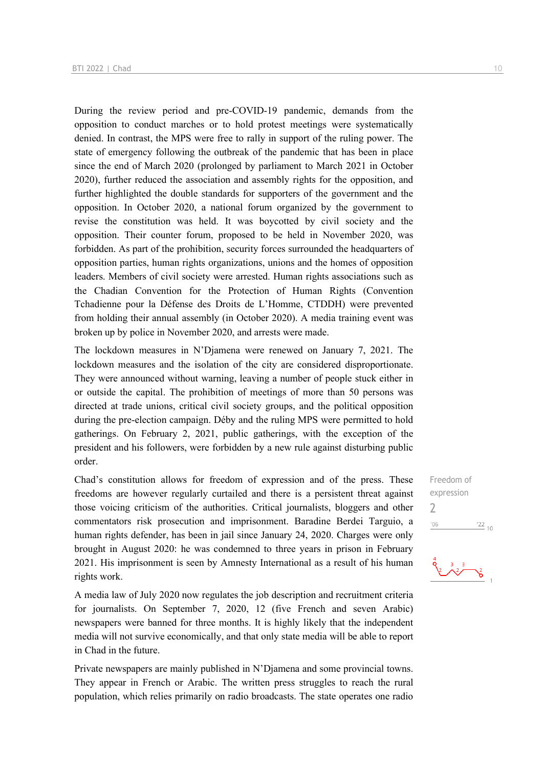During the review period and pre-COVID-19 pandemic, demands from the opposition to conduct marches or to hold protest meetings were systematically denied. In contrast, the MPS were free to rally in support of the ruling power. The state of emergency following the outbreak of the pandemic that has been in place since the end of March 2020 (prolonged by parliament to March 2021 in October 2020), further reduced the association and assembly rights for the opposition, and further highlighted the double standards for supporters of the government and the opposition. In October 2020, a national forum organized by the government to revise the constitution was held. It was boycotted by civil society and the opposition. Their counter forum, proposed to be held in November 2020, was forbidden. As part of the prohibition, security forces surrounded the headquarters of opposition parties, human rights organizations, unions and the homes of opposition leaders. Members of civil society were arrested. Human rights associations such as the Chadian Convention for the Protection of Human Rights (Convention Tchadienne pour la Défense des Droits de L'Homme, CTDDH) were prevented from holding their annual assembly (in October 2020). A media training event was broken up by police in November 2020, and arrests were made.

The lockdown measures in N'Djamena were renewed on January 7, 2021. The lockdown measures and the isolation of the city are considered disproportionate. They were announced without warning, leaving a number of people stuck either in or outside the capital. The prohibition of meetings of more than 50 persons was directed at trade unions, critical civil society groups, and the political opposition during the pre-election campaign. Déby and the ruling MPS were permitted to hold gatherings. On February 2, 2021, public gatherings, with the exception of the president and his followers, were forbidden by a new rule against disturbing public order.

Freedom of expression
2

Chad's constitution allows for freedom of expression and of the press. These freedoms are however regularly curtailed and there is a persistent threat against those voicing criticism of the authorities. Critical journalists, bloggers and other commentators risk prosecution and imprisonment. Baradine Berdei Targuio, a human rights defender, has been in jail since January 24, 2020. Charges were only brought in August 2020: he was condemned to three years in prison in February 2021. His imprisonment is seen by Amnesty International as a result of his human rights work.

A media law of July 2020 now regulates the job description and recruitment criteria for journalists. On September 7, 2020, 12 (five French and seven Arabic) newspapers were banned for three months. It is highly likely that the independent media will not survive economically, and that only state media will be able to report in Chad in the future.

Private newspapers are mainly published in N'Djamena and some provincial towns. They appear in French or Arabic. The written press struggles to reach the rural population, which relies primarily on radio broadcasts. The state operates one radio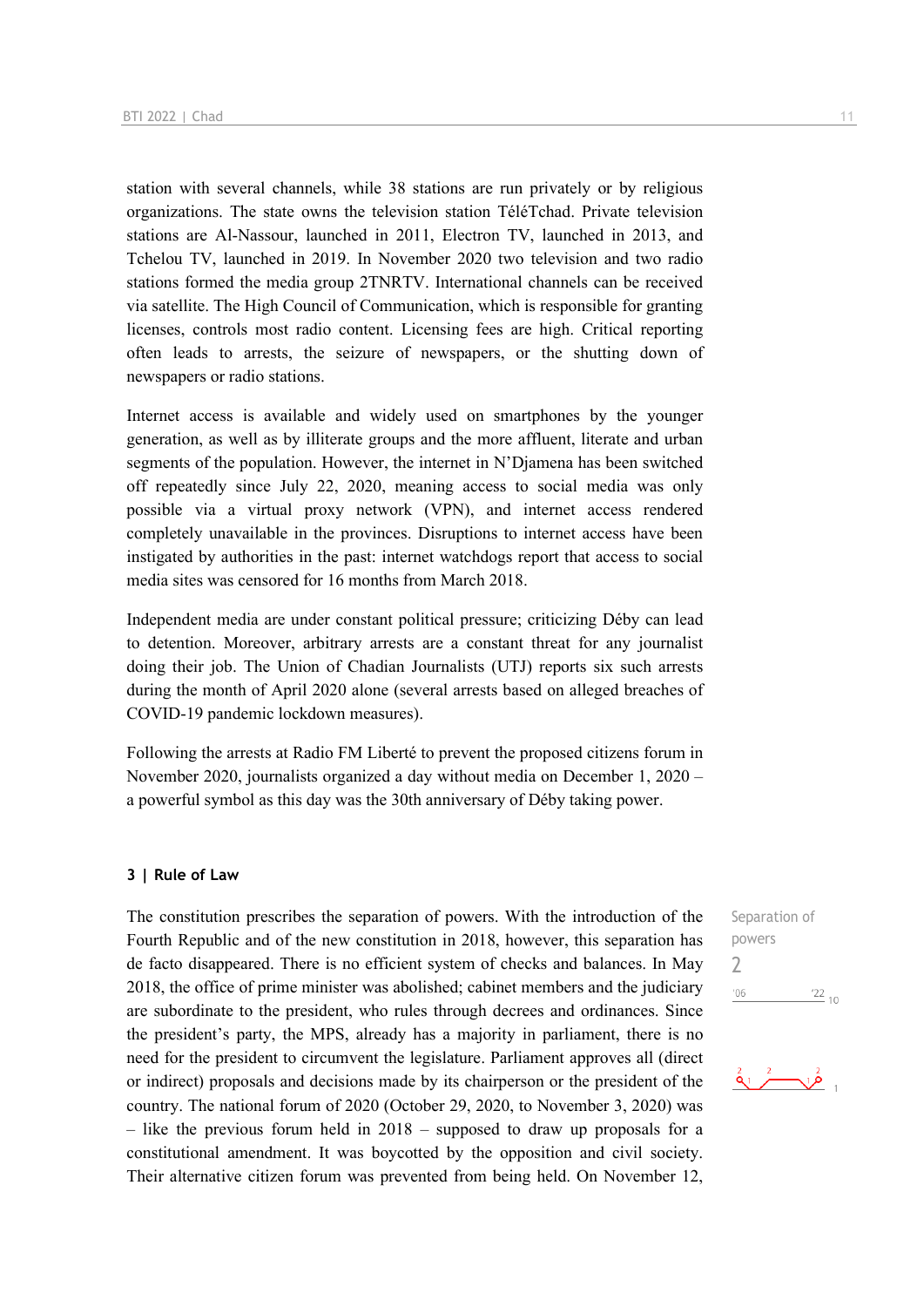station with several channels, while 38 stations are run privately or by religious organizations. The state owns the television station TéléTchad. Private television stations are Al-Nassour, launched in 2011, Electron TV, launched in 2013, and Tchelou TV, launched in 2019. In November 2020 two television and two radio stations formed the media group 2TNRTV. International channels can be received via satellite. The High Council of Communication, which is responsible for granting licenses, controls most radio content. Licensing fees are high. Critical reporting often leads to arrests, the seizure of newspapers, or the shutting down of newspapers or radio stations.

Internet access is available and widely used on smartphones by the younger generation, as well as by illiterate groups and the more affluent, literate and urban segments of the population. However, the internet in N'Djamena has been switched off repeatedly since July 22, 2020, meaning access to social media was only possible via a virtual proxy network (VPN), and internet access rendered completely unavailable in the provinces. Disruptions to internet access have been instigated by authorities in the past: internet watchdogs report that access to social media sites was censored for 16 months from March 2018.

Independent media are under constant political pressure; criticizing Déby can lead to detention. Moreover, arbitrary arrests are a constant threat for any journalist doing their job. The Union of Chadian Journalists (UTJ) reports six such arrests during the month of April 2020 alone (several arrests based on alleged breaches of COVID-19 pandemic lockdown measures).

Following the arrests at Radio FM Liberté to prevent the proposed citizens forum in November 2020, journalists organized a day without media on December 1, 2020 – a powerful symbol as this day was the 30th anniversary of Déby taking power.

### 3 | Rule of Law

Separation of powers
2

The constitution prescribes the separation of powers. With the introduction of the Fourth Republic and of the new constitution in 2018, however, this separation has de facto disappeared. There is no efficient system of checks and balances. In May 2018, the office of prime minister was abolished; cabinet members and the judiciary are subordinate to the president, who rules through decrees and ordinances. Since the president's party, the MPS, already has a majority in parliament, there is no need for the president to circumvent the legislature. Parliament approves all (direct or indirect) proposals and decisions made by its chairperson or the president of the country. The national forum of 2020 (October 29, 2020, to November 3, 2020) was – like the previous forum held in 2018 – supposed to draw up proposals for a constitutional amendment. It was boycotted by the opposition and civil society. Their alternative citizen forum was prevented from being held. On November 12,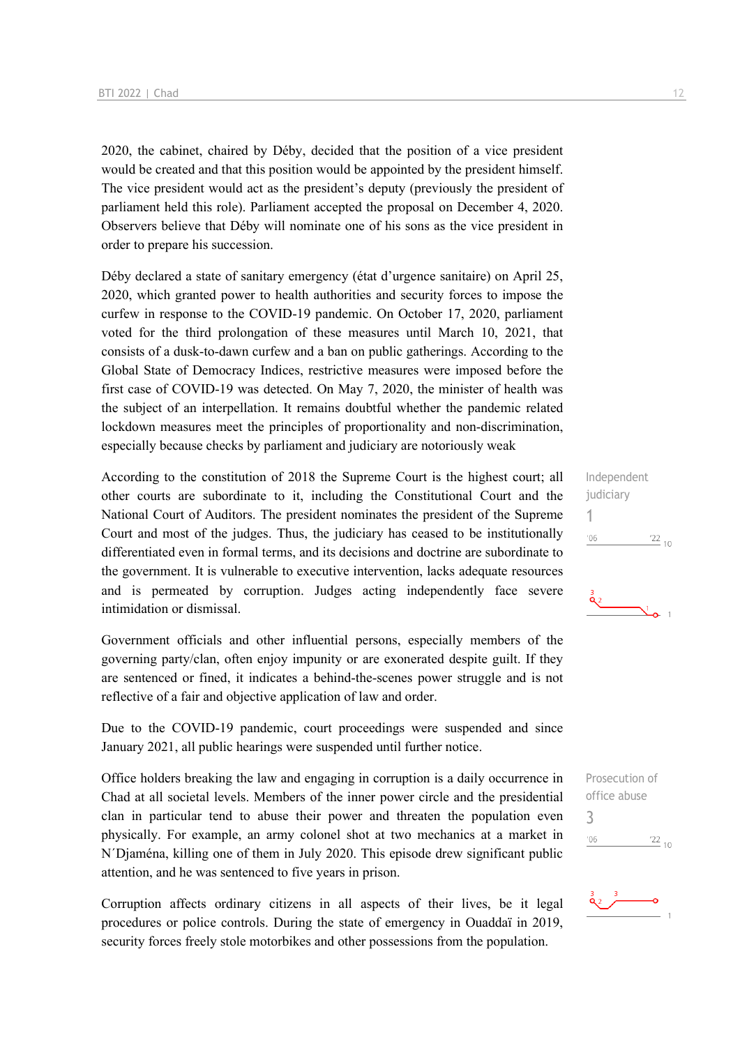2020, the cabinet, chaired by Déby, decided that the position of a vice president would be created and that this position would be appointed by the president himself. The vice president would act as the president's deputy (previously the president of parliament held this role). Parliament accepted the proposal on December 4, 2020. Observers believe that Déby will nominate one of his sons as the vice president in order to prepare his succession.

Déby declared a state of sanitary emergency (état d'urgence sanitaire) on April 25, 2020, which granted power to health authorities and security forces to impose the curfew in response to the COVID-19 pandemic. On October 17, 2020, parliament voted for the third prolongation of these measures until March 10, 2021, that consists of a dusk-to-dawn curfew and a ban on public gatherings. According to the Global State of Democracy Indices, restrictive measures were imposed before the first case of COVID-19 was detected. On May 7, 2020, the minister of health was the subject of an interpellation. It remains doubtful whether the pandemic related lockdown measures meet the principles of proportionality and non-discrimination, especially because checks by parliament and judiciary are notoriously weak

Independent judiciary
1
'06 '22 10

According to the constitution of 2018 the Supreme Court is the highest court; all other courts are subordinate to it, including the Constitutional Court and the National Court of Auditors. The president nominates the president of the Supreme Court and most of the judges. Thus, the judiciary has ceased to be institutionally differentiated even in formal terms, and its decisions and doctrine are subordinate to the government. It is vulnerable to executive intervention, lacks adequate resources and is permeated by corruption. Judges acting independently face severe intimidation or dismissal.

Government officials and other influential persons, especially members of the governing party/clan, often enjoy impunity or are exonerated despite guilt. If they are sentenced or fined, it indicates a behind-the-scenes power struggle and is not reflective of a fair and objective application of law and order.

Due to the COVID-19 pandemic, court proceedings were suspended and since January 2021, all public hearings were suspended until further notice.

Prosecution of office abuse
3
'06 '22 10

Office holders breaking the law and engaging in corruption is a daily occurrence in Chad at all societal levels. Members of the inner power circle and the presidential clan in particular tend to abuse their power and threaten the population even physically. For example, an army colonel shot at two mechanics at a market in N´Djaména, killing one of them in July 2020. This episode drew significant public attention, and he was sentenced to five years in prison.

Corruption affects ordinary citizens in all aspects of their lives, be it legal procedures or police controls. During the state of emergency in Ouaddaï in 2019, security forces freely stole motorbikes and other possessions from the population.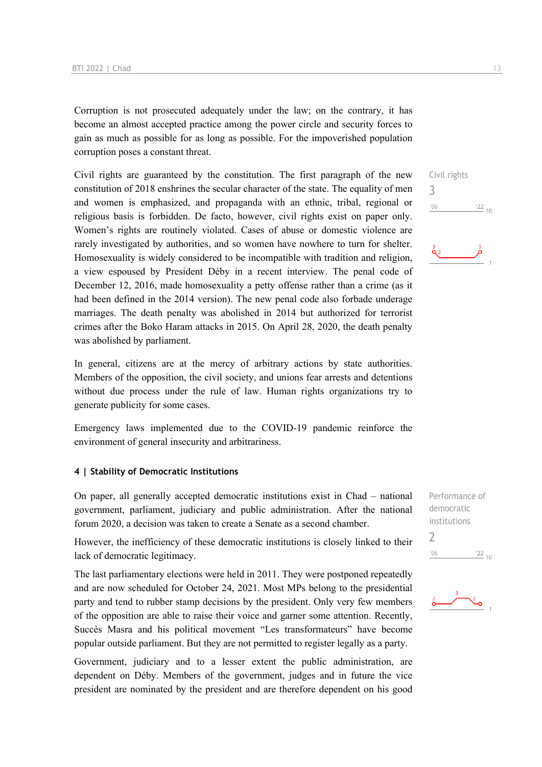Corruption is not prosecuted adequately under the law; on the contrary, it has become an almost accepted practice among the power circle and security forces to gain as much as possible for as long as possible. For the impoverished population corruption poses a constant threat.

Civil rights
3

Civil rights are guaranteed by the constitution. The first paragraph of the new constitution of 2018 enshrines the secular character of the state. The equality of men and women is emphasized, and propaganda with an ethnic, tribal, regional or religious basis is forbidden. De facto, however, civil rights exist on paper only. Women's rights are routinely violated. Cases of abuse or domestic violence are rarely investigated by authorities, and so women have nowhere to turn for shelter. Homosexuality is widely considered to be incompatible with tradition and religion, a view espoused by President Déby in a recent interview. The penal code of December 12, 2016, made homosexuality a petty offense rather than a crime (as it had been defined in the 2014 version). The new penal code also forbade underage marriages. The death penalty was abolished in 2014 but authorized for terrorist crimes after the Boko Haram attacks in 2015. On April 28, 2020, the death penalty was abolished by parliament.

In general, citizens are at the mercy of arbitrary actions by state authorities. Members of the opposition, the civil society, and unions fear arrests and detentions without due process under the rule of law. Human rights organizations try to generate publicity for some cases.

Emergency laws implemented due to the COVID-19 pandemic reinforce the environment of general insecurity and arbitrariness.

#### 4 | Stability of Democratic Institutions

Performance of democratic institutions
2

On paper, all generally accepted democratic institutions exist in Chad – national government, parliament, judiciary and public administration. After the national forum 2020, a decision was taken to create a Senate as a second chamber.

However, the inefficiency of these democratic institutions is closely linked to their lack of democratic legitimacy.

The last parliamentary elections were held in 2011. They were postponed repeatedly and are now scheduled for October 24, 2021. Most MPs belong to the presidential party and tend to rubber stamp decisions by the president. Only very few members of the opposition are able to raise their voice and garner some attention. Recently, Succès Masra and his political movement "Les transformateurs" have become popular outside parliament. But they are not permitted to register legally as a party.

Government, judiciary and to a lesser extent the public administration, are dependent on Déby. Members of the government, judges and in future the vice president are nominated by the president and are therefore dependent on his good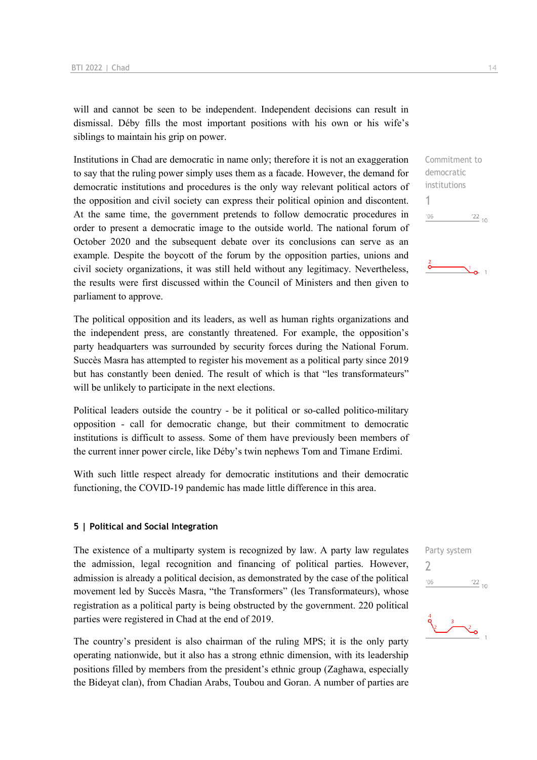will and cannot be seen to be independent. Independent decisions can result in dismissal. Déby fills the most important positions with his own or his wife's siblings to maintain his grip on power.

Commitment to democratic institutions
1

Institutions in Chad are democratic in name only; therefore it is not an exaggeration to say that the ruling power simply uses them as a facade. However, the demand for democratic institutions and procedures is the only way relevant political actors of the opposition and civil society can express their political opinion and discontent. At the same time, the government pretends to follow democratic procedures in order to present a democratic image to the outside world. The national forum of October 2020 and the subsequent debate over its conclusions can serve as an example. Despite the boycott of the forum by the opposition parties, unions and civil society organizations, it was still held without any legitimacy. Nevertheless, the results were first discussed within the Council of Ministers and then given to parliament to approve.

The political opposition and its leaders, as well as human rights organizations and the independent press, are constantly threatened. For example, the opposition's party headquarters was surrounded by security forces during the National Forum. Succès Masra has attempted to register his movement as a political party since 2019 but has constantly been denied. The result of which is that "les transformateurs" will be unlikely to participate in the next elections.

Political leaders outside the country - be it political or so-called politico-military opposition - call for democratic change, but their commitment to democratic institutions is difficult to assess. Some of them have previously been members of the current inner power circle, like Déby's twin nephews Tom and Timane Erdimi.

With such little respect already for democratic institutions and their democratic functioning, the COVID-19 pandemic has made little difference in this area.

## 5 | Political and Social Integration

Party system
2

The existence of a multiparty system is recognized by law. A party law regulates the admission, legal recognition and financing of political parties. However, admission is already a political decision, as demonstrated by the case of the political movement led by Succès Masra, "the Transformers" (les Transformateurs), whose registration as a political party is being obstructed by the government. 220 political parties were registered in Chad at the end of 2019.

The country's president is also chairman of the ruling MPS; it is the only party operating nationwide, but it also has a strong ethnic dimension, with its leadership positions filled by members from the president's ethnic group (Zaghawa, especially the Bideyat clan), from Chadian Arabs, Toubou and Goran. A number of parties are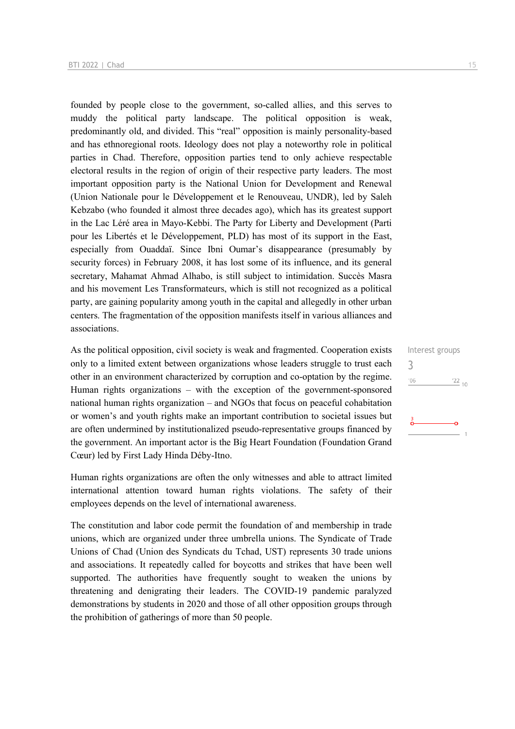founded by people close to the government, so-called allies, and this serves to muddy the political party landscape. The political opposition is weak, predominantly old, and divided. This "real" opposition is mainly personality-based and has ethnoregional roots. Ideology does not play a noteworthy role in political parties in Chad. Therefore, opposition parties tend to only achieve respectable electoral results in the region of origin of their respective party leaders. The most important opposition party is the National Union for Development and Renewal (Union Nationale pour le Développement et le Renouveau, UNDR), led by Saleh Kebzabo (who founded it almost three decades ago), which has its greatest support in the Lac Léré area in Mayo-Kebbi. The Party for Liberty and Development (Parti pour les Libertés et le Développement, PLD) has most of its support in the East, especially from Ouaddaï. Since Ibni Oumar's disappearance (presumably by security forces) in February 2008, it has lost some of its influence, and its general secretary, Mahamat Ahmad Alhabo, is still subject to intimidation. Succès Masra and his movement Les Transformateurs, which is still not recognized as a political party, are gaining popularity among youth in the capital and allegedly in other urban centers. The fragmentation of the opposition manifests itself in various alliances and associations.

Interest groups
3

As the political opposition, civil society is weak and fragmented. Cooperation exists only to a limited extent between organizations whose leaders struggle to trust each other in an environment characterized by corruption and co-optation by the regime. Human rights organizations – with the exception of the government-sponsored national human rights organization – and NGOs that focus on peaceful cohabitation or women's and youth rights make an important contribution to societal issues but are often undermined by institutionalized pseudo-representative groups financed by the government. An important actor is the Big Heart Foundation (Foundation Grand Cœur) led by First Lady Hinda Déby-Itno.

Human rights organizations are often the only witnesses and able to attract limited international attention toward human rights violations. The safety of their employees depends on the level of international awareness.

The constitution and labor code permit the foundation of and membership in trade unions, which are organized under three umbrella unions. The Syndicate of Trade Unions of Chad (Union des Syndicats du Tchad, UST) represents 30 trade unions and associations. It repeatedly called for boycotts and strikes that have been well supported. The authorities have frequently sought to weaken the unions by threatening and denigrating their leaders. The COVID-19 pandemic paralyzed demonstrations by students in 2020 and those of all other opposition groups through the prohibition of gatherings of more than 50 people.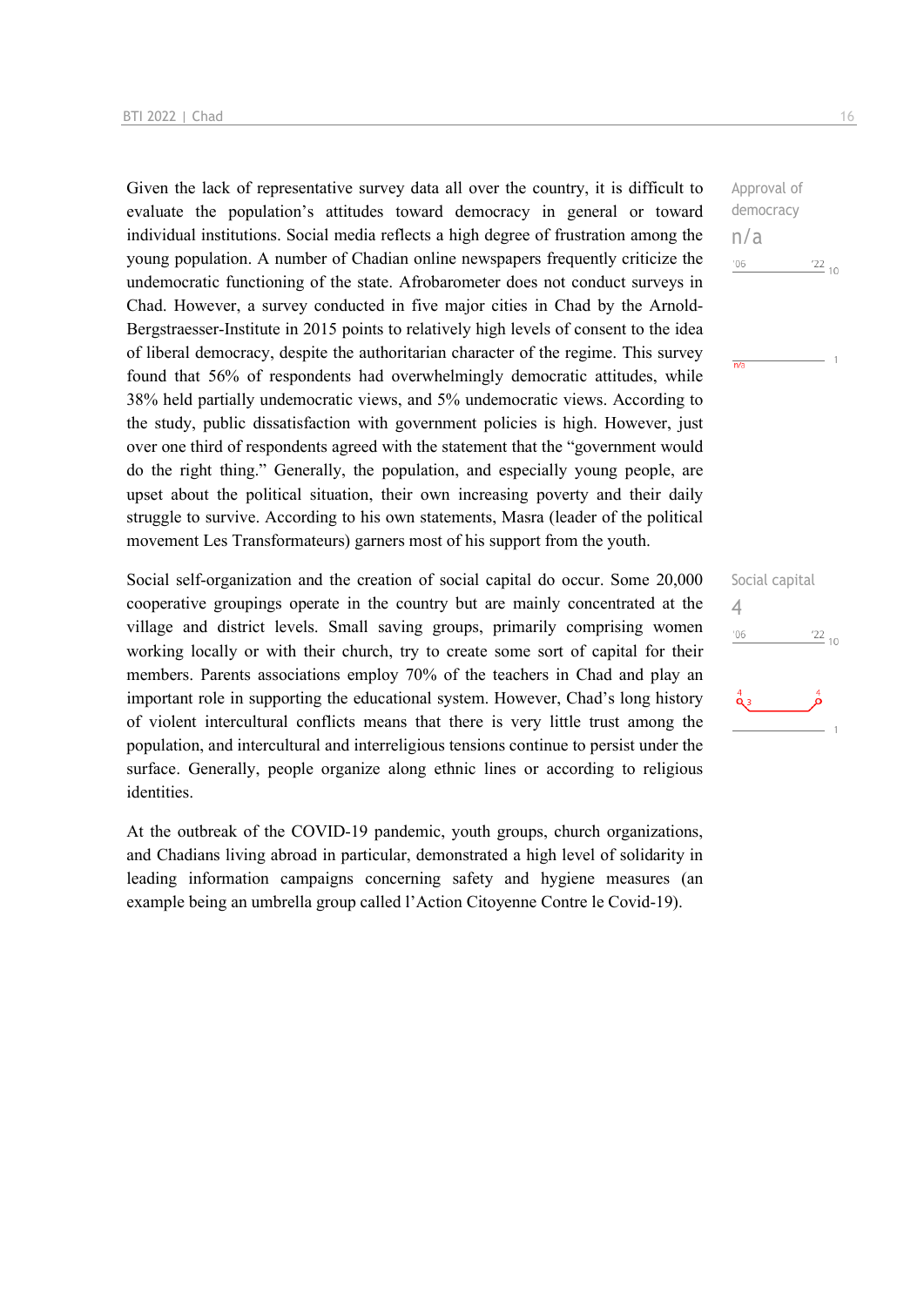Given the lack of representative survey data all over the country, it is difficult to evaluate the population's attitudes toward democracy in general or toward individual institutions. Social media reflects a high degree of frustration among the young population. A number of Chadian online newspapers frequently criticize the undemocratic functioning of the state. Afrobarometer does not conduct surveys in Chad. However, a survey conducted in five major cities in Chad by the Arnold-Bergstraesser-Institute in 2015 points to relatively high levels of consent to the idea of liberal democracy, despite the authoritarian character of the regime. This survey found that 56% of respondents had overwhelmingly democratic attitudes, while 38% held partially undemocratic views, and 5% undemocratic views. According to the study, public dissatisfaction with government policies is high. However, just over one third of respondents agreed with the statement that the "government would do the right thing." Generally, the population, and especially young people, are upset about the political situation, their own increasing poverty and their daily struggle to survive. According to his own statements, Masra (leader of the political movement Les Transformateurs) garners most of his support from the youth.

Approval of democracy
n/a

Social self-organization and the creation of social capital do occur. Some 20,000 cooperative groupings operate in the country but are mainly concentrated at the village and district levels. Small saving groups, primarily comprising women working locally or with their church, try to create some sort of capital for their members. Parents associations employ 70% of the teachers in Chad and play an important role in supporting the educational system. However, Chad's long history of violent intercultural conflicts means that there is very little trust among the population, and intercultural and interreligious tensions continue to persist under the surface. Generally, people organize along ethnic lines or according to religious identities.

Social capital
4

At the outbreak of the COVID-19 pandemic, youth groups, church organizations, and Chadians living abroad in particular, demonstrated a high level of solidarity in leading information campaigns concerning safety and hygiene measures (an example being an umbrella group called l'Action Citoyenne Contre le Covid-19).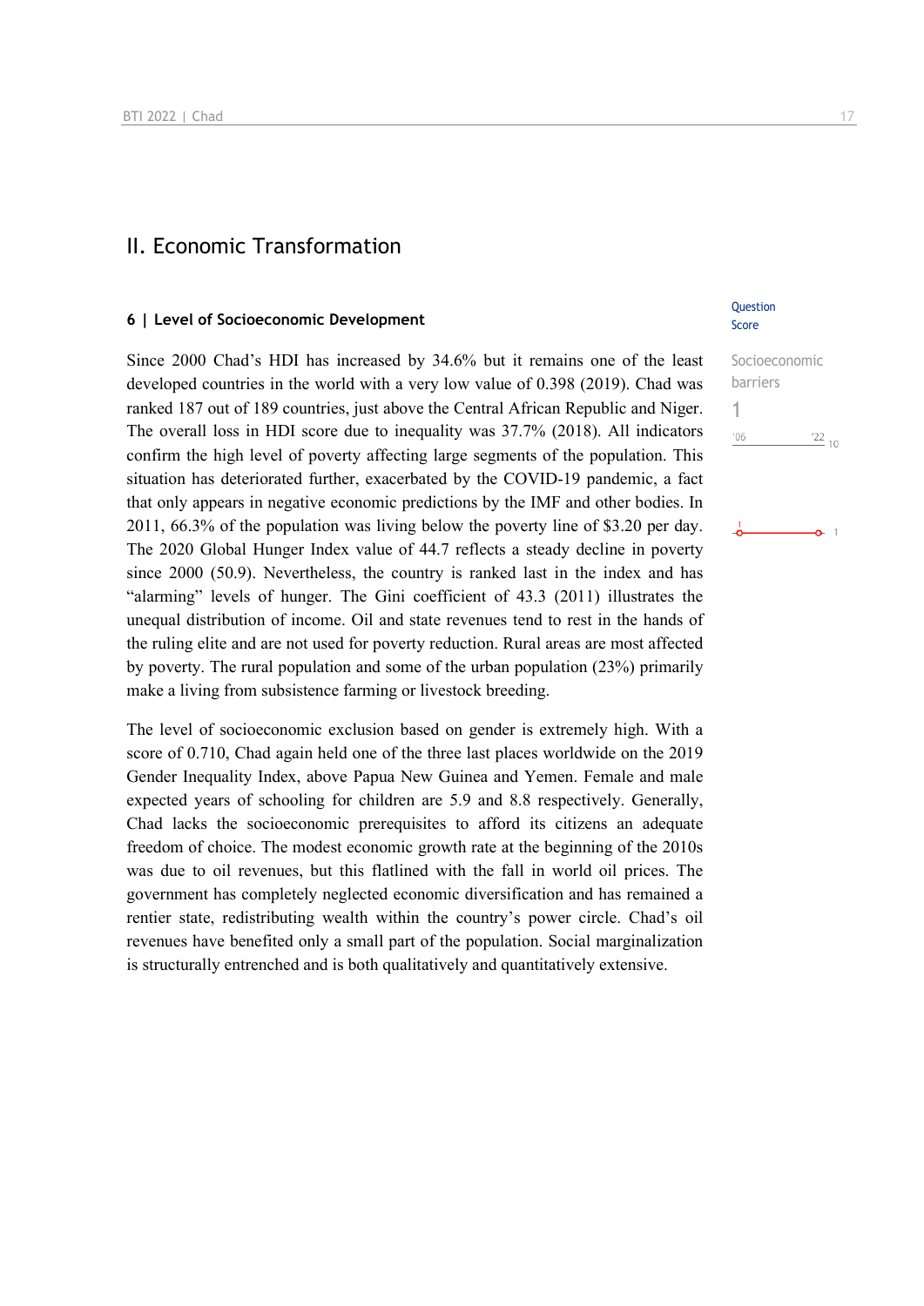# II. Economic Transformation

## 6 | Level of Socioeconomic Development

Question Score

Socioeconomic barriers
1

'06 '22 10

Since 2000 Chad's HDI has increased by 34.6% but it remains one of the least developed countries in the world with a very low value of 0.398 (2019). Chad was ranked 187 out of 189 countries, just above the Central African Republic and Niger. The overall loss in HDI score due to inequality was 37.7% (2018). All indicators confirm the high level of poverty affecting large segments of the population. This situation has deteriorated further, exacerbated by the COVID-19 pandemic, a fact that only appears in negative economic predictions by the IMF and other bodies. In 2011, 66.3% of the population was living below the poverty line of $3.20 per day. The 2020 Global Hunger Index value of 44.7 reflects a steady decline in poverty since 2000 (50.9). Nevertheless, the country is ranked last in the index and has "alarming" levels of hunger. The Gini coefficient of 43.3 (2011) illustrates the unequal distribution of income. Oil and state revenues tend to rest in the hands of the ruling elite and are not used for poverty reduction. Rural areas are most affected by poverty. The rural population and some of the urban population (23%) primarily make a living from subsistence farming or livestock breeding.

The level of socioeconomic exclusion based on gender is extremely high. With a score of 0.710, Chad again held one of the three last places worldwide on the 2019 Gender Inequality Index, above Papua New Guinea and Yemen. Female and male expected years of schooling for children are 5.9 and 8.8 respectively. Generally, Chad lacks the socioeconomic prerequisites to afford its citizens an adequate freedom of choice. The modest economic growth rate at the beginning of the 2010s was due to oil revenues, but this flatlined with the fall in world oil prices. The government has completely neglected economic diversification and has remained a rentier state, redistributing wealth within the country's power circle. Chad's oil revenues have benefited only a small part of the population. Social marginalization is structurally entrenched and is both qualitatively and quantitatively extensive.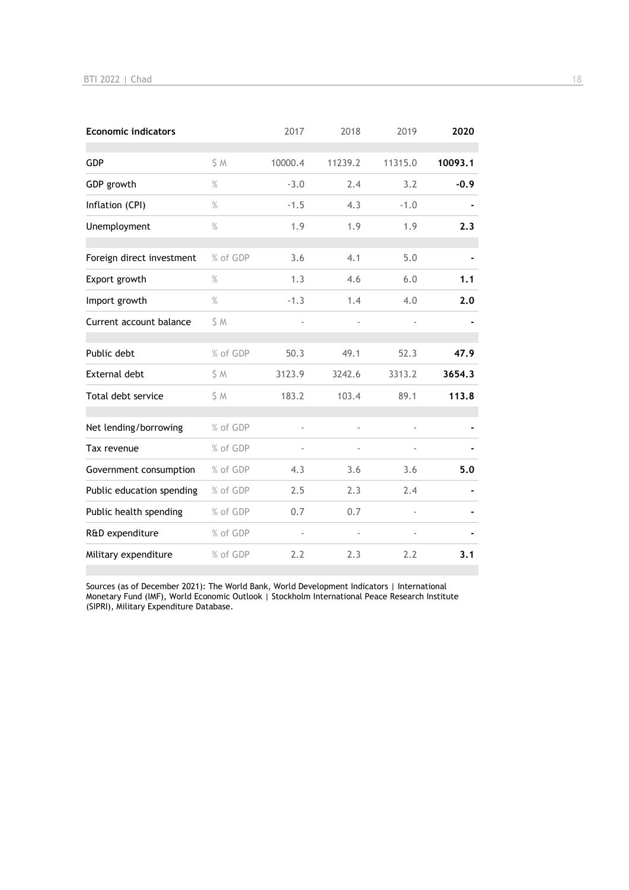| Economic indicators | | 2017 | 2018 | 2019 | **2020** |
|---|---|---|---|---|---|
| GDP | $ M | 10000.4 | 11239.2 | 11315.0 | **10093.1** |
| GDP growth | % | -3.0 | 2.4 | 3.2 | **-0.9** |
| Inflation (CPI) | % | -1.5 | 4.3 | -1.0 | **-** |
| Unemployment | % | 1.9 | 1.9 | 1.9 | **2.3** |
| Foreign direct investment | % of GDP | 3.6 | 4.1 | 5.0 | **-** |
| Export growth | % | 1.3 | 4.6 | 6.0 | **1.1** |
| Import growth | % | -1.3 | 1.4 | 4.0 | **2.0** |
| Current account balance | $ M | - | - | - | **-** |
| Public debt | % of GDP | 50.3 | 49.1 | 52.3 | **47.9** |
| External debt | $ M | 3123.9 | 3242.6 | 3313.2 | **3654.3** |
| Total debt service | $ M | 183.2 | 103.4 | 89.1 | **113.8** |
| Net lending/borrowing | % of GDP | - | - | - | **-** |
| Tax revenue | % of GDP | - | - | - | **-** |
| Government consumption | % of GDP | 4.3 | 3.6 | 3.6 | **5.0** |
| Public education spending | % of GDP | 2.5 | 2.3 | 2.4 | **-** |
| Public health spending | % of GDP | 0.7 | 0.7 | - | **-** |
| R&D expenditure | % of GDP | - | - | - | **-** |
| Military expenditure | % of GDP | 2.2 | 2.3 | 2.2 | **3.1** |

Sources (as of December 2021): The World Bank, World Development Indicators | International Monetary Fund (IMF), World Economic Outlook | Stockholm International Peace Research Institute (SIPRI), Military Expenditure Database.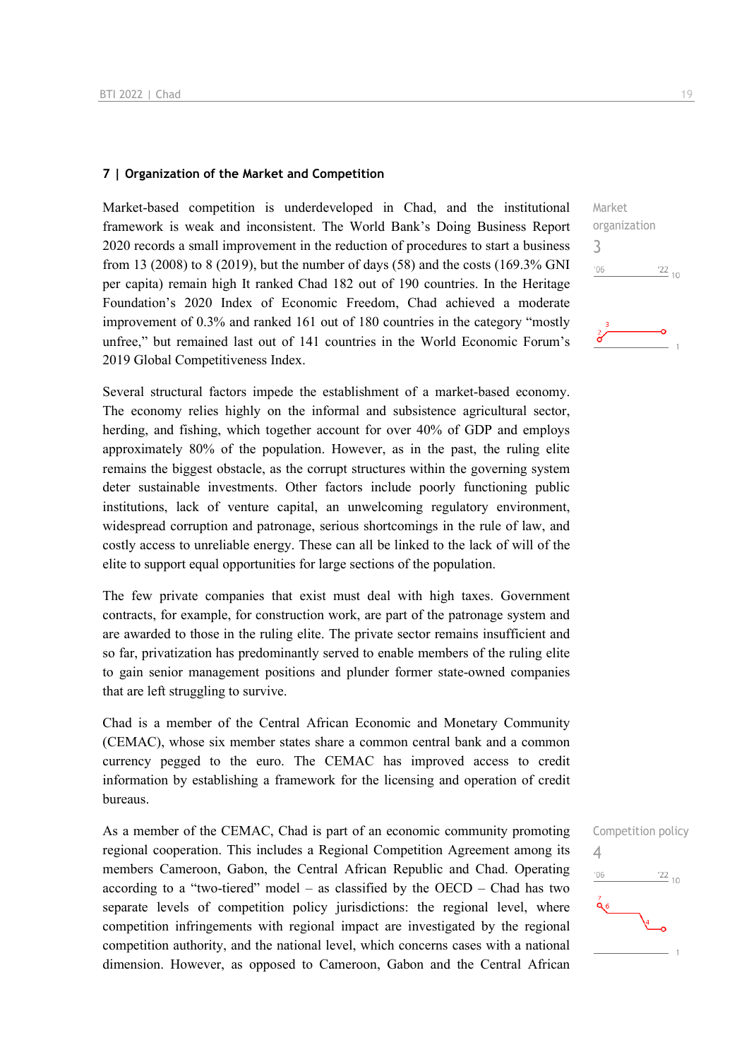## 7 | Organization of the Market and Competition

Market organization
3

Market-based competition is underdeveloped in Chad, and the institutional framework is weak and inconsistent. The World Bank's Doing Business Report 2020 records a small improvement in the reduction of procedures to start a business from 13 (2008) to 8 (2019), but the number of days (58) and the costs (169.3% GNI per capita) remain high It ranked Chad 182 out of 190 countries. In the Heritage Foundation's 2020 Index of Economic Freedom, Chad achieved a moderate improvement of 0.3% and ranked 161 out of 180 countries in the category "mostly unfree," but remained last out of 141 countries in the World Economic Forum's 2019 Global Competitiveness Index.

Several structural factors impede the establishment of a market-based economy. The economy relies highly on the informal and subsistence agricultural sector, herding, and fishing, which together account for over 40% of GDP and employs approximately 80% of the population. However, as in the past, the ruling elite remains the biggest obstacle, as the corrupt structures within the governing system deter sustainable investments. Other factors include poorly functioning public institutions, lack of venture capital, an unwelcoming regulatory environment, widespread corruption and patronage, serious shortcomings in the rule of law, and costly access to unreliable energy. These can all be linked to the lack of will of the elite to support equal opportunities for large sections of the population.

The few private companies that exist must deal with high taxes. Government contracts, for example, for construction work, are part of the patronage system and are awarded to those in the ruling elite. The private sector remains insufficient and so far, privatization has predominantly served to enable members of the ruling elite to gain senior management positions and plunder former state-owned companies that are left struggling to survive.

Chad is a member of the Central African Economic and Monetary Community (CEMAC), whose six member states share a common central bank and a common currency pegged to the euro. The CEMAC has improved access to credit information by establishing a framework for the licensing and operation of credit bureaus.

Competition policy
4

As a member of the CEMAC, Chad is part of an economic community promoting regional cooperation. This includes a Regional Competition Agreement among its members Cameroon, Gabon, the Central African Republic and Chad. Operating according to a "two-tiered" model – as classified by the OECD – Chad has two separate levels of competition policy jurisdictions: the regional level, where competition infringements with regional impact are investigated by the regional competition authority, and the national level, which concerns cases with a national dimension. However, as opposed to Cameroon, Gabon and the Central African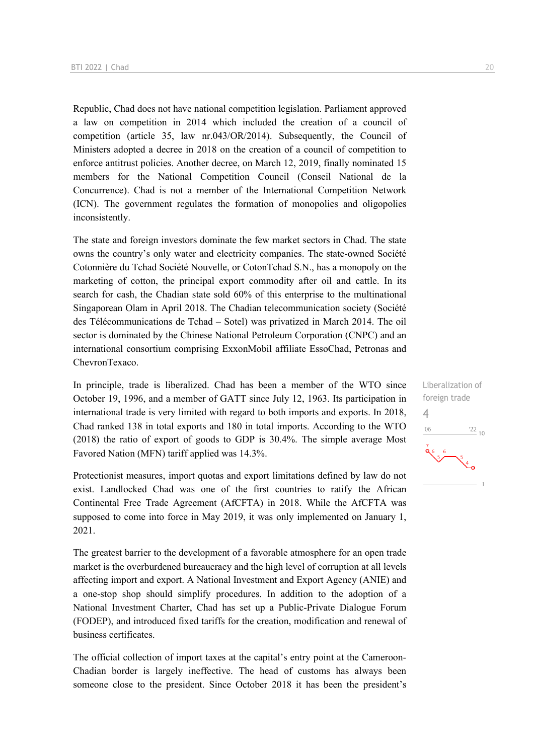Republic, Chad does not have national competition legislation. Parliament approved a law on competition in 2014 which included the creation of a council of competition (article 35, law nr.043/OR/2014). Subsequently, the Council of Ministers adopted a decree in 2018 on the creation of a council of competition to enforce antitrust policies. Another decree, on March 12, 2019, finally nominated 15 members for the National Competition Council (Conseil National de la Concurrence). Chad is not a member of the International Competition Network (ICN). The government regulates the formation of monopolies and oligopolies inconsistently.

The state and foreign investors dominate the few market sectors in Chad. The state owns the country's only water and electricity companies. The state-owned Société Cotonnière du Tchad Société Nouvelle, or CotonTchad S.N., has a monopoly on the marketing of cotton, the principal export commodity after oil and cattle. In its search for cash, the Chadian state sold 60% of this enterprise to the multinational Singaporean Olam in April 2018. The Chadian telecommunication society (Société des Télécommunications de Tchad – Sotel) was privatized in March 2014. The oil sector is dominated by the Chinese National Petroleum Corporation (CNPC) and an international consortium comprising ExxonMobil affiliate EssoChad, Petronas and ChevronTexaco.

Liberalization of foreign trade
4

In principle, trade is liberalized. Chad has been a member of the WTO since October 19, 1996, and a member of GATT since July 12, 1963. Its participation in international trade is very limited with regard to both imports and exports. In 2018, Chad ranked 138 in total exports and 180 in total imports. According to the WTO (2018) the ratio of export of goods to GDP is 30.4%. The simple average Most Favored Nation (MFN) tariff applied was 14.3%.

Protectionist measures, import quotas and export limitations defined by law do not exist. Landlocked Chad was one of the first countries to ratify the African Continental Free Trade Agreement (AfCFTA) in 2018. While the AfCFTA was supposed to come into force in May 2019, it was only implemented on January 1, 2021.

The greatest barrier to the development of a favorable atmosphere for an open trade market is the overburdened bureaucracy and the high level of corruption at all levels affecting import and export. A National Investment and Export Agency (ANIE) and a one-stop shop should simplify procedures. In addition to the adoption of a National Investment Charter, Chad has set up a Public-Private Dialogue Forum (FODEP), and introduced fixed tariffs for the creation, modification and renewal of business certificates.

The official collection of import taxes at the capital's entry point at the Cameroon-Chadian border is largely ineffective. The head of customs has always been someone close to the president. Since October 2018 it has been the president's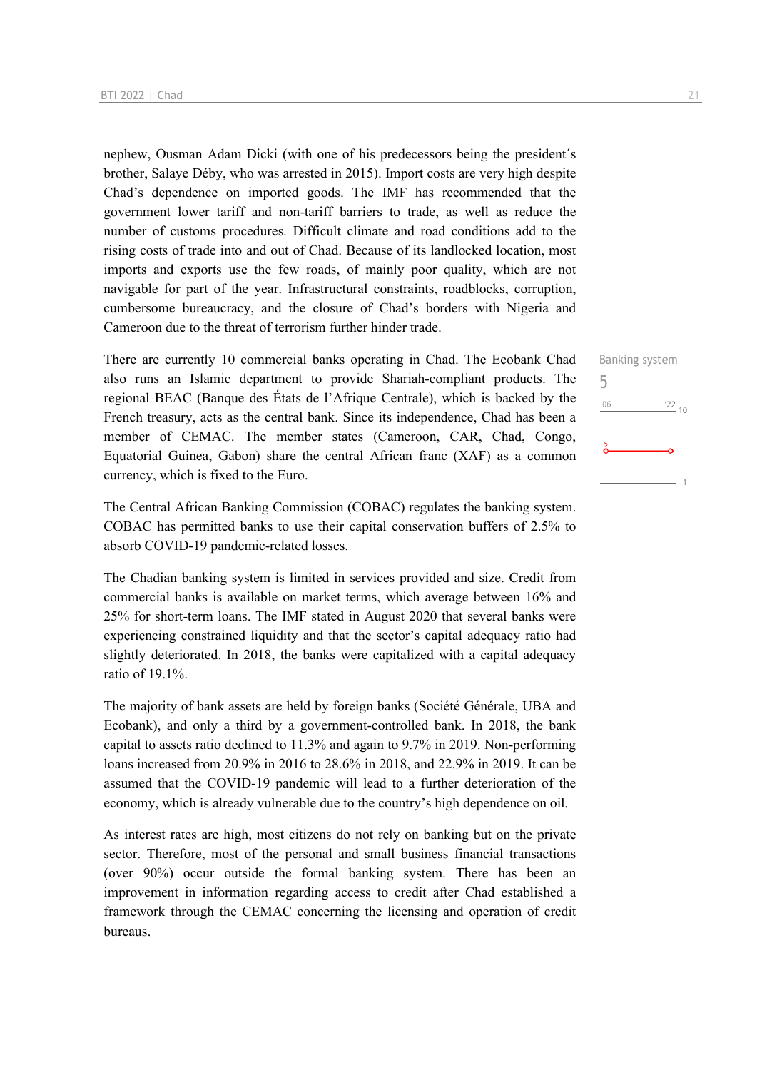nephew, Ousman Adam Dicki (with one of his predecessors being the president´s brother, Salaye Déby, who was arrested in 2015). Import costs are very high despite Chad's dependence on imported goods. The IMF has recommended that the government lower tariff and non-tariff barriers to trade, as well as reduce the number of customs procedures. Difficult climate and road conditions add to the rising costs of trade into and out of Chad. Because of its landlocked location, most imports and exports use the few roads, of mainly poor quality, which are not navigable for part of the year. Infrastructural constraints, roadblocks, corruption, cumbersome bureaucracy, and the closure of Chad's borders with Nigeria and Cameroon due to the threat of terrorism further hinder trade.

Banking system
5

There are currently 10 commercial banks operating in Chad. The Ecobank Chad also runs an Islamic department to provide Shariah-compliant products. The regional BEAC (Banque des États de l'Afrique Centrale), which is backed by the French treasury, acts as the central bank. Since its independence, Chad has been a member of CEMAC. The member states (Cameroon, CAR, Chad, Congo, Equatorial Guinea, Gabon) share the central African franc (XAF) as a common currency, which is fixed to the Euro.

The Central African Banking Commission (COBAC) regulates the banking system. COBAC has permitted banks to use their capital conservation buffers of 2.5% to absorb COVID-19 pandemic-related losses.

The Chadian banking system is limited in services provided and size. Credit from commercial banks is available on market terms, which average between 16% and 25% for short-term loans. The IMF stated in August 2020 that several banks were experiencing constrained liquidity and that the sector's capital adequacy ratio had slightly deteriorated. In 2018, the banks were capitalized with a capital adequacy ratio of 19.1%.

The majority of bank assets are held by foreign banks (Société Générale, UBA and Ecobank), and only a third by a government-controlled bank. In 2018, the bank capital to assets ratio declined to 11.3% and again to 9.7% in 2019. Non-performing loans increased from 20.9% in 2016 to 28.6% in 2018, and 22.9% in 2019. It can be assumed that the COVID-19 pandemic will lead to a further deterioration of the economy, which is already vulnerable due to the country's high dependence on oil.

As interest rates are high, most citizens do not rely on banking but on the private sector. Therefore, most of the personal and small business financial transactions (over 90%) occur outside the formal banking system. There has been an improvement in information regarding access to credit after Chad established a framework through the CEMAC concerning the licensing and operation of credit bureaus.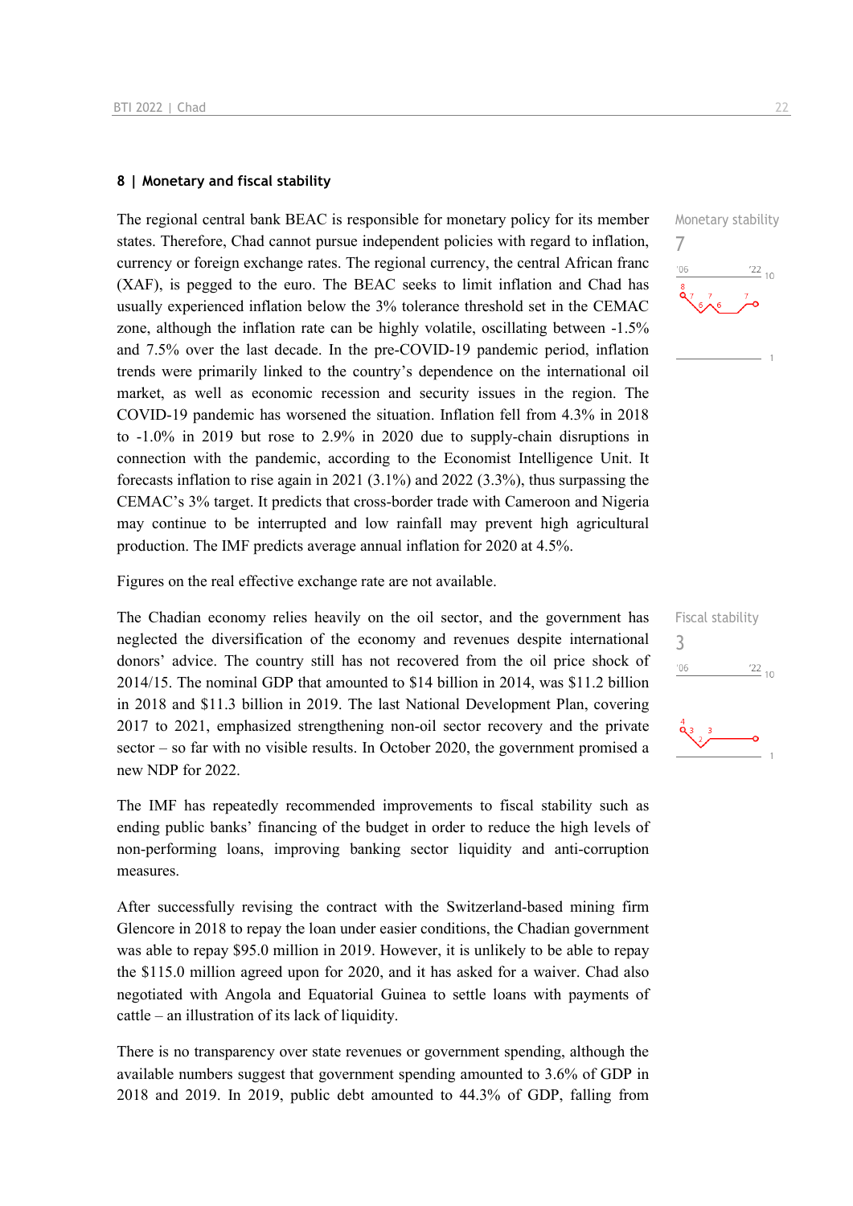## 8 | Monetary and fiscal stability

Monetary stability
7

The regional central bank BEAC is responsible for monetary policy for its member states. Therefore, Chad cannot pursue independent policies with regard to inflation, currency or foreign exchange rates. The regional currency, the central African franc (XAF), is pegged to the euro. The BEAC seeks to limit inflation and Chad has usually experienced inflation below the 3% tolerance threshold set in the CEMAC zone, although the inflation rate can be highly volatile, oscillating between -1.5% and 7.5% over the last decade. In the pre-COVID-19 pandemic period, inflation trends were primarily linked to the country's dependence on the international oil market, as well as economic recession and security issues in the region. The COVID-19 pandemic has worsened the situation. Inflation fell from 4.3% in 2018 to -1.0% in 2019 but rose to 2.9% in 2020 due to supply-chain disruptions in connection with the pandemic, according to the Economist Intelligence Unit. It forecasts inflation to rise again in 2021 (3.1%) and 2022 (3.3%), thus surpassing the CEMAC's 3% target. It predicts that cross-border trade with Cameroon and Nigeria may continue to be interrupted and low rainfall may prevent high agricultural production. The IMF predicts average annual inflation for 2020 at 4.5%.

Figures on the real effective exchange rate are not available.

Fiscal stability
3

The Chadian economy relies heavily on the oil sector, and the government has neglected the diversification of the economy and revenues despite international donors' advice. The country still has not recovered from the oil price shock of 2014/15. The nominal GDP that amounted to $14 billion in 2014, was $11.2 billion in 2018 and $11.3 billion in 2019. The last National Development Plan, covering 2017 to 2021, emphasized strengthening non-oil sector recovery and the private sector – so far with no visible results. In October 2020, the government promised a new NDP for 2022.

The IMF has repeatedly recommended improvements to fiscal stability such as ending public banks' financing of the budget in order to reduce the high levels of non-performing loans, improving banking sector liquidity and anti-corruption measures.

After successfully revising the contract with the Switzerland-based mining firm Glencore in 2018 to repay the loan under easier conditions, the Chadian government was able to repay $95.0 million in 2019. However, it is unlikely to be able to repay the $115.0 million agreed upon for 2020, and it has asked for a waiver. Chad also negotiated with Angola and Equatorial Guinea to settle loans with payments of cattle – an illustration of its lack of liquidity.

There is no transparency over state revenues or government spending, although the available numbers suggest that government spending amounted to 3.6% of GDP in 2018 and 2019. In 2019, public debt amounted to 44.3% of GDP, falling from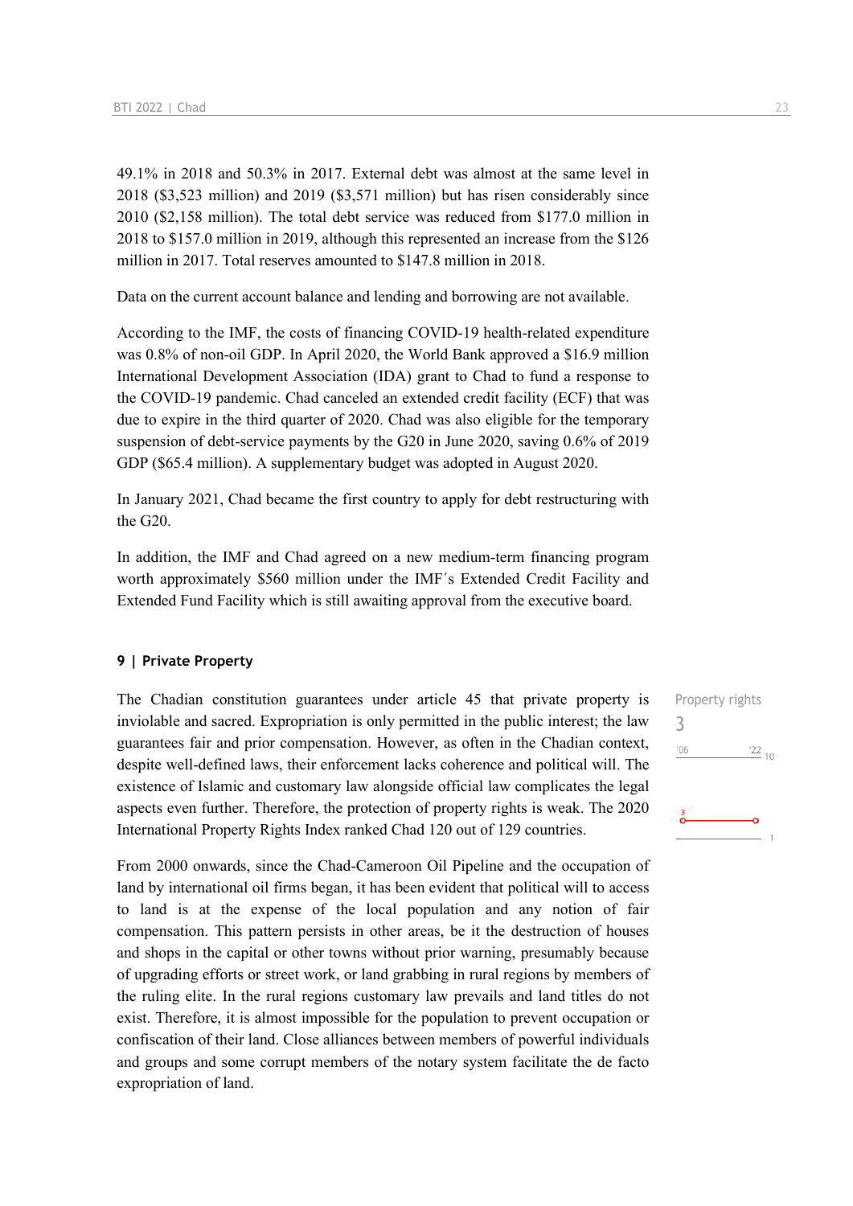49.1% in 2018 and 50.3% in 2017. External debt was almost at the same level in 2018 ($3,523 million) and 2019 ($3,571 million) but has risen considerably since 2010 ($2,158 million). The total debt service was reduced from $177.0 million in 2018 to $157.0 million in 2019, although this represented an increase from the $126 million in 2017. Total reserves amounted to $147.8 million in 2018.

Data on the current account balance and lending and borrowing are not available.

According to the IMF, the costs of financing COVID-19 health-related expenditure was 0.8% of non-oil GDP. In April 2020, the World Bank approved a $16.9 million International Development Association (IDA) grant to Chad to fund a response to the COVID-19 pandemic. Chad canceled an extended credit facility (ECF) that was due to expire in the third quarter of 2020. Chad was also eligible for the temporary suspension of debt-service payments by the G20 in June 2020, saving 0.6% of 2019 GDP ($65.4 million). A supplementary budget was adopted in August 2020.

In January 2021, Chad became the first country to apply for debt restructuring with the G20.

In addition, the IMF and Chad agreed on a new medium-term financing program worth approximately $560 million under the IMF´s Extended Credit Facility and Extended Fund Facility which is still awaiting approval from the executive board.

### 9 | Private Property

Property rights
3

The Chadian constitution guarantees under article 45 that private property is inviolable and sacred. Expropriation is only permitted in the public interest; the law guarantees fair and prior compensation. However, as often in the Chadian context, despite well-defined laws, their enforcement lacks coherence and political will. The existence of Islamic and customary law alongside official law complicates the legal aspects even further. Therefore, the protection of property rights is weak. The 2020 International Property Rights Index ranked Chad 120 out of 129 countries.

From 2000 onwards, since the Chad-Cameroon Oil Pipeline and the occupation of land by international oil firms began, it has been evident that political will to access to land is at the expense of the local population and any notion of fair compensation. This pattern persists in other areas, be it the destruction of houses and shops in the capital or other towns without prior warning, presumably because of upgrading efforts or street work, or land grabbing in rural regions by members of the ruling elite. In the rural regions customary law prevails and land titles do not exist. Therefore, it is almost impossible for the population to prevent occupation or confiscation of their land. Close alliances between members of powerful individuals and groups and some corrupt members of the notary system facilitate the de facto expropriation of land.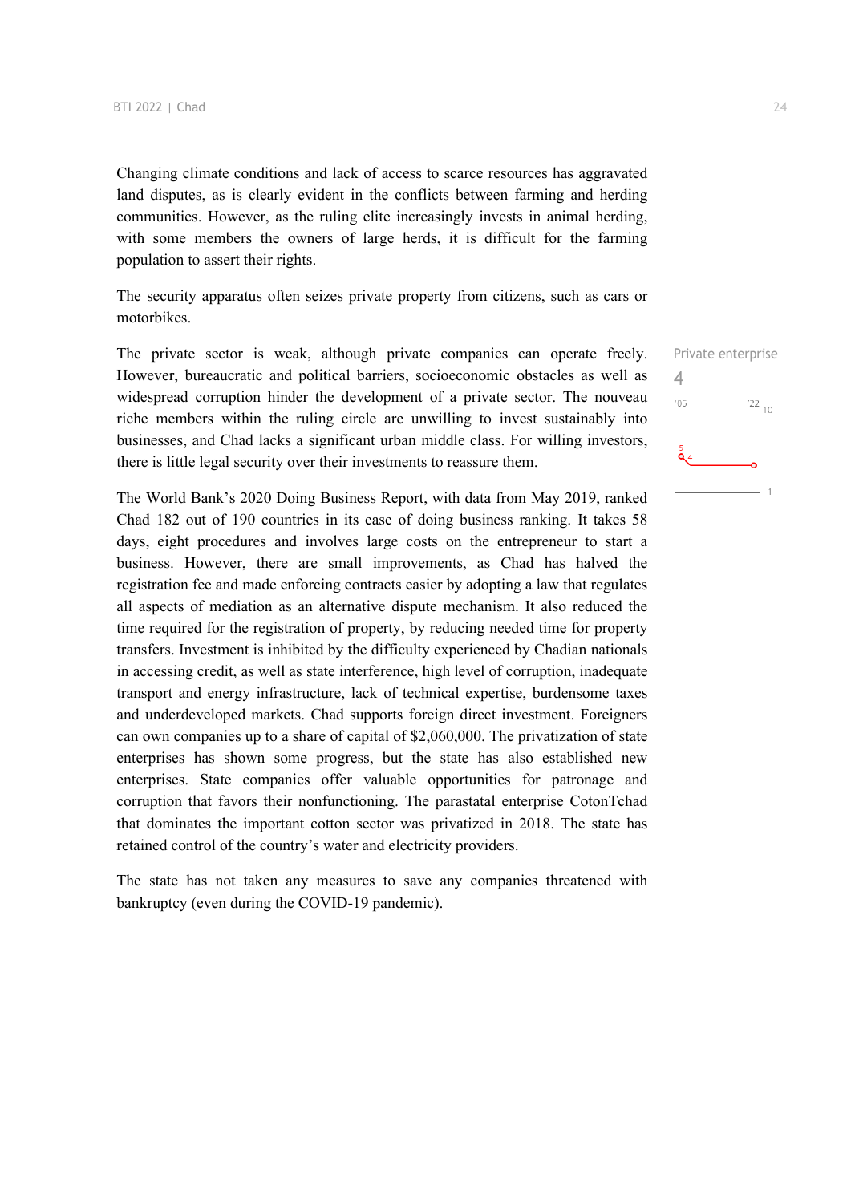Changing climate conditions and lack of access to scarce resources has aggravated land disputes, as is clearly evident in the conflicts between farming and herding communities. However, as the ruling elite increasingly invests in animal herding, with some members the owners of large herds, it is difficult for the farming population to assert their rights.

The security apparatus often seizes private property from citizens, such as cars or motorbikes.

Private enterprise
4

The private sector is weak, although private companies can operate freely. However, bureaucratic and political barriers, socioeconomic obstacles as well as widespread corruption hinder the development of a private sector. The nouveau riche members within the ruling circle are unwilling to invest sustainably into businesses, and Chad lacks a significant urban middle class. For willing investors, there is little legal security over their investments to reassure them.

The World Bank's 2020 Doing Business Report, with data from May 2019, ranked Chad 182 out of 190 countries in its ease of doing business ranking. It takes 58 days, eight procedures and involves large costs on the entrepreneur to start a business. However, there are small improvements, as Chad has halved the registration fee and made enforcing contracts easier by adopting a law that regulates all aspects of mediation as an alternative dispute mechanism. It also reduced the time required for the registration of property, by reducing needed time for property transfers. Investment is inhibited by the difficulty experienced by Chadian nationals in accessing credit, as well as state interference, high level of corruption, inadequate transport and energy infrastructure, lack of technical expertise, burdensome taxes and underdeveloped markets. Chad supports foreign direct investment. Foreigners can own companies up to a share of capital of $2,060,000. The privatization of state enterprises has shown some progress, but the state has also established new enterprises. State companies offer valuable opportunities for patronage and corruption that favors their nonfunctioning. The parastatal enterprise CotonTchad that dominates the important cotton sector was privatized in 2018. The state has retained control of the country's water and electricity providers.

The state has not taken any measures to save any companies threatened with bankruptcy (even during the COVID-19 pandemic).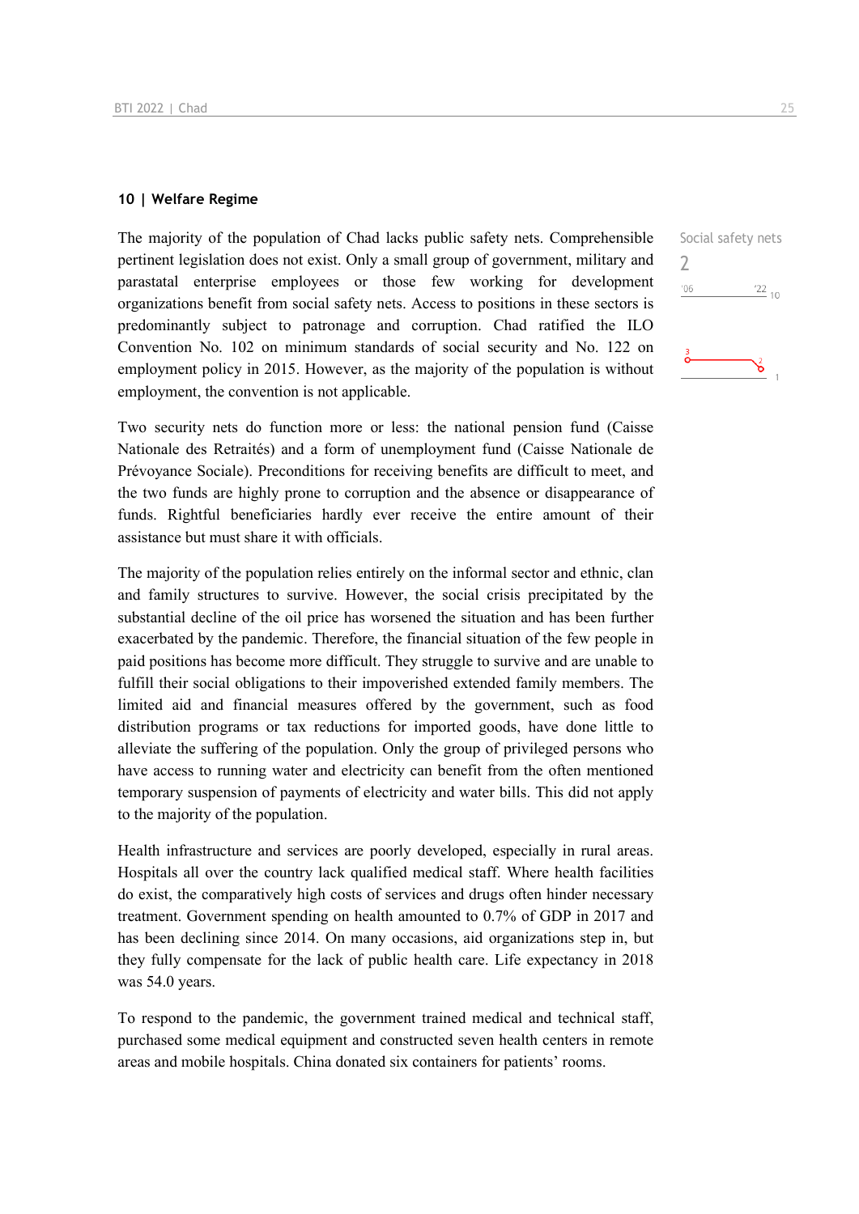## 10 | Welfare Regime

The majority of the population of Chad lacks public safety nets. Comprehensible pertinent legislation does not exist. Only a small group of government, military and parastatal enterprise employees or those few working for development organizations benefit from social safety nets. Access to positions in these sectors is predominantly subject to patronage and corruption. Chad ratified the ILO Convention No. 102 on minimum standards of social security and No. 122 on employment policy in 2015. However, as the majority of the population is without employment, the convention is not applicable.

Social safety nets
2

Two security nets do function more or less: the national pension fund (Caisse Nationale des Retraités) and a form of unemployment fund (Caisse Nationale de Prévoyance Sociale). Preconditions for receiving benefits are difficult to meet, and the two funds are highly prone to corruption and the absence or disappearance of funds. Rightful beneficiaries hardly ever receive the entire amount of their assistance but must share it with officials.

The majority of the population relies entirely on the informal sector and ethnic, clan and family structures to survive. However, the social crisis precipitated by the substantial decline of the oil price has worsened the situation and has been further exacerbated by the pandemic. Therefore, the financial situation of the few people in paid positions has become more difficult. They struggle to survive and are unable to fulfill their social obligations to their impoverished extended family members. The limited aid and financial measures offered by the government, such as food distribution programs or tax reductions for imported goods, have done little to alleviate the suffering of the population. Only the group of privileged persons who have access to running water and electricity can benefit from the often mentioned temporary suspension of payments of electricity and water bills. This did not apply to the majority of the population.

Health infrastructure and services are poorly developed, especially in rural areas. Hospitals all over the country lack qualified medical staff. Where health facilities do exist, the comparatively high costs of services and drugs often hinder necessary treatment. Government spending on health amounted to 0.7% of GDP in 2017 and has been declining since 2014. On many occasions, aid organizations step in, but they fully compensate for the lack of public health care. Life expectancy in 2018 was 54.0 years.

To respond to the pandemic, the government trained medical and technical staff, purchased some medical equipment and constructed seven health centers in remote areas and mobile hospitals. China donated six containers for patients' rooms.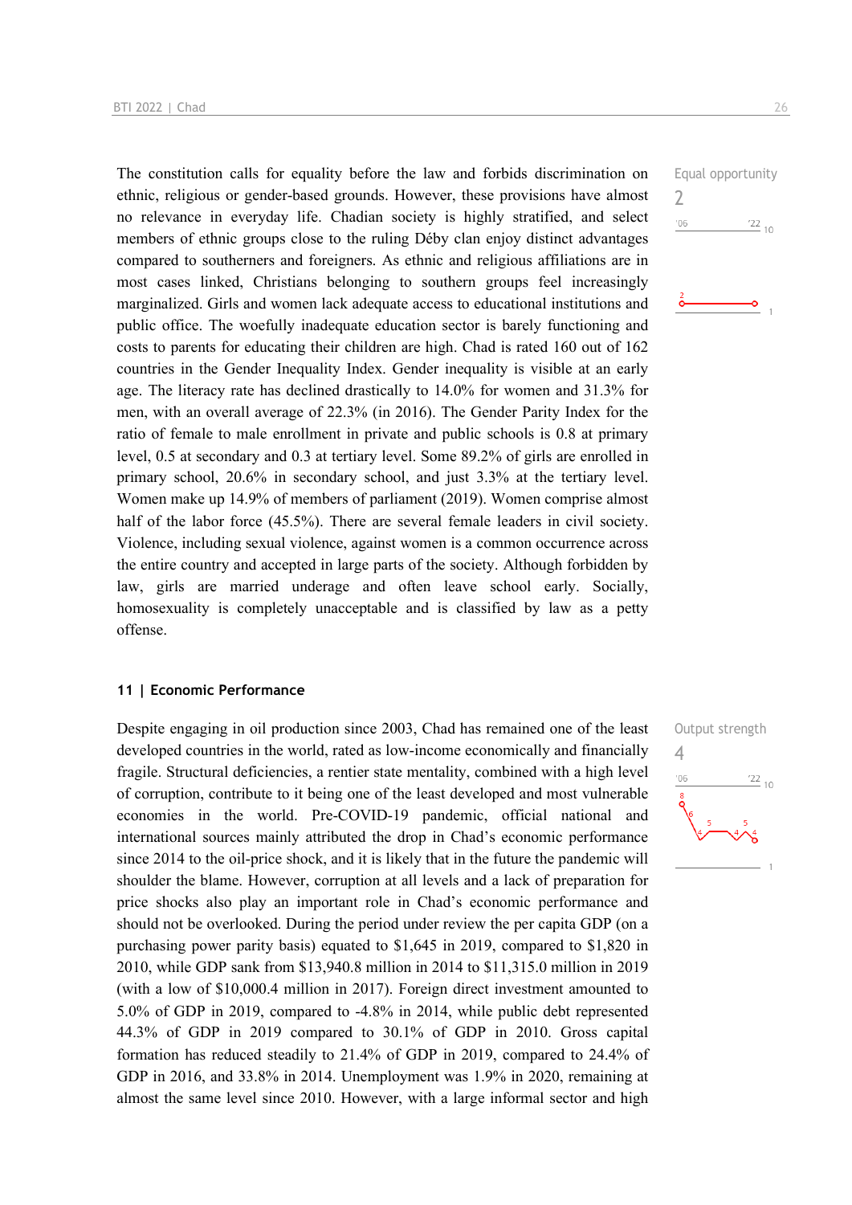The constitution calls for equality before the law and forbids discrimination on ethnic, religious or gender-based grounds. However, these provisions have almost no relevance in everyday life. Chadian society is highly stratified, and select members of ethnic groups close to the ruling Déby clan enjoy distinct advantages compared to southerners and foreigners. As ethnic and religious affiliations are in most cases linked, Christians belonging to southern groups feel increasingly marginalized. Girls and women lack adequate access to educational institutions and public office. The woefully inadequate education sector is barely functioning and costs to parents for educating their children are high. Chad is rated 160 out of 162 countries in the Gender Inequality Index. Gender inequality is visible at an early age. The literacy rate has declined drastically to 14.0% for women and 31.3% for men, with an overall average of 22.3% (in 2016). The Gender Parity Index for the ratio of female to male enrollment in private and public schools is 0.8 at primary level, 0.5 at secondary and 0.3 at tertiary level. Some 89.2% of girls are enrolled in primary school, 20.6% in secondary school, and just 3.3% at the tertiary level. Women make up 14.9% of members of parliament (2019). Women comprise almost half of the labor force (45.5%). There are several female leaders in civil society. Violence, including sexual violence, against women is a common occurrence across the entire country and accepted in large parts of the society. Although forbidden by law, girls are married underage and often leave school early. Socially, homosexuality is completely unacceptable and is classified by law as a petty offense.

Equal opportunity
2

## 11 | Economic Performance

Despite engaging in oil production since 2003, Chad has remained one of the least developed countries in the world, rated as low-income economically and financially fragile. Structural deficiencies, a rentier state mentality, combined with a high level of corruption, contribute to it being one of the least developed and most vulnerable economies in the world. Pre-COVID-19 pandemic, official national and international sources mainly attributed the drop in Chad's economic performance since 2014 to the oil-price shock, and it is likely that in the future the pandemic will shoulder the blame. However, corruption at all levels and a lack of preparation for price shocks also play an important role in Chad's economic performance and should not be overlooked. During the period under review the per capita GDP (on a purchasing power parity basis) equated to $1,645 in 2019, compared to $1,820 in 2010, while GDP sank from $13,940.8 million in 2014 to $11,315.0 million in 2019 (with a low of $10,000.4 million in 2017). Foreign direct investment amounted to 5.0% of GDP in 2019, compared to -4.8% in 2014, while public debt represented 44.3% of GDP in 2019 compared to 30.1% of GDP in 2010. Gross capital formation has reduced steadily to 21.4% of GDP in 2019, compared to 24.4% of GDP in 2016, and 33.8% in 2014. Unemployment was 1.9% in 2020, remaining at almost the same level since 2010. However, with a large informal sector and high

Output strength
4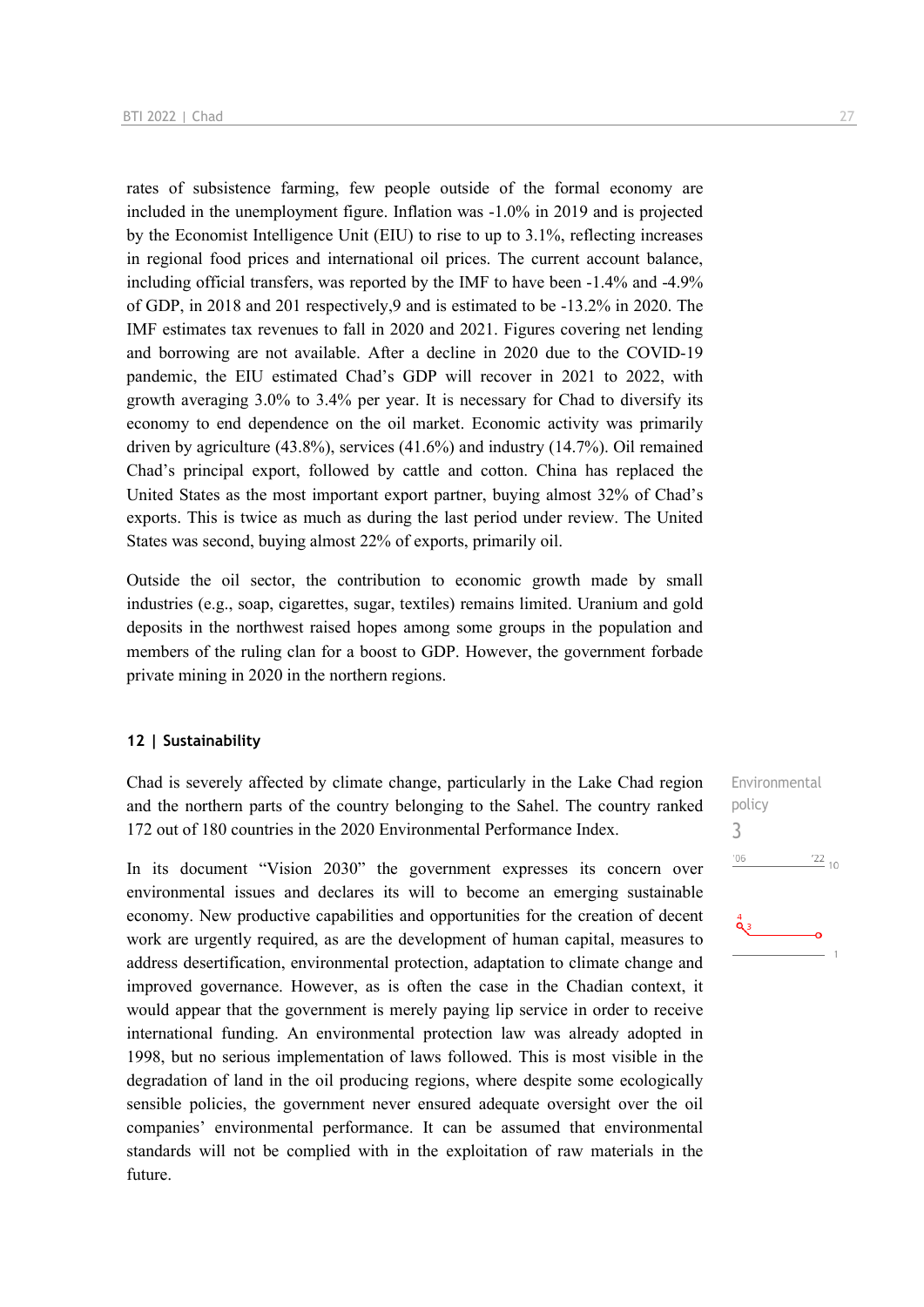rates of subsistence farming, few people outside of the formal economy are included in the unemployment figure. Inflation was -1.0% in 2019 and is projected by the Economist Intelligence Unit (EIU) to rise to up to 3.1%, reflecting increases in regional food prices and international oil prices. The current account balance, including official transfers, was reported by the IMF to have been -1.4% and -4.9% of GDP, in 2018 and 201 respectively,9 and is estimated to be -13.2% in 2020. The IMF estimates tax revenues to fall in 2020 and 2021. Figures covering net lending and borrowing are not available. After a decline in 2020 due to the COVID-19 pandemic, the EIU estimated Chad's GDP will recover in 2021 to 2022, with growth averaging 3.0% to 3.4% per year. It is necessary for Chad to diversify its economy to end dependence on the oil market. Economic activity was primarily driven by agriculture (43.8%), services (41.6%) and industry (14.7%). Oil remained Chad's principal export, followed by cattle and cotton. China has replaced the United States as the most important export partner, buying almost 32% of Chad's exports. This is twice as much as during the last period under review. The United States was second, buying almost 22% of exports, primarily oil.

Outside the oil sector, the contribution to economic growth made by small industries (e.g., soap, cigarettes, sugar, textiles) remains limited. Uranium and gold deposits in the northwest raised hopes among some groups in the population and members of the ruling clan for a boost to GDP. However, the government forbade private mining in 2020 in the northern regions.

## 12 | Sustainability

Environmental policy

3

Chad is severely affected by climate change, particularly in the Lake Chad region and the northern parts of the country belonging to the Sahel. The country ranked 172 out of 180 countries in the 2020 Environmental Performance Index.

In its document "Vision 2030" the government expresses its concern over environmental issues and declares its will to become an emerging sustainable economy. New productive capabilities and opportunities for the creation of decent work are urgently required, as are the development of human capital, measures to address desertification, environmental protection, adaptation to climate change and improved governance. However, as is often the case in the Chadian context, it would appear that the government is merely paying lip service in order to receive international funding. An environmental protection law was already adopted in 1998, but no serious implementation of laws followed. This is most visible in the degradation of land in the oil producing regions, where despite some ecologically sensible policies, the government never ensured adequate oversight over the oil companies' environmental performance. It can be assumed that environmental standards will not be complied with in the exploitation of raw materials in the future.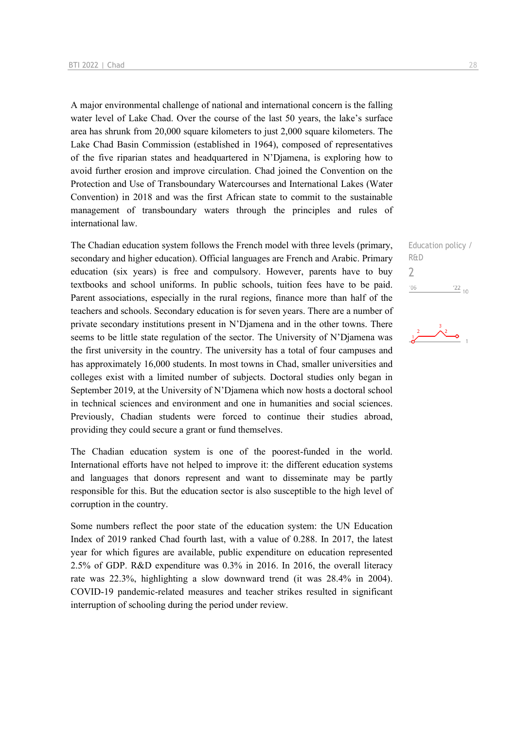A major environmental challenge of national and international concern is the falling water level of Lake Chad. Over the course of the last 50 years, the lake's surface area has shrunk from 20,000 square kilometers to just 2,000 square kilometers. The Lake Chad Basin Commission (established in 1964), composed of representatives of the five riparian states and headquartered in N'Djamena, is exploring how to avoid further erosion and improve circulation. Chad joined the Convention on the Protection and Use of Transboundary Watercourses and International Lakes (Water Convention) in 2018 and was the first African state to commit to the sustainable management of transboundary waters through the principles and rules of international law.

Education policy / R&D

2

'06 '22 10

The Chadian education system follows the French model with three levels (primary, secondary and higher education). Official languages are French and Arabic. Primary education (six years) is free and compulsory. However, parents have to buy textbooks and school uniforms. In public schools, tuition fees have to be paid. Parent associations, especially in the rural regions, finance more than half of the teachers and schools. Secondary education is for seven years. There are a number of private secondary institutions present in N'Djamena and in the other towns. There seems to be little state regulation of the sector. The University of N'Djamena was the first university in the country. The university has a total of four campuses and has approximately 16,000 students. In most towns in Chad, smaller universities and colleges exist with a limited number of subjects. Doctoral studies only began in September 2019, at the University of N'Djamena which now hosts a doctoral school in technical sciences and environment and one in humanities and social sciences. Previously, Chadian students were forced to continue their studies abroad, providing they could secure a grant or fund themselves.

The Chadian education system is one of the poorest-funded in the world. International efforts have not helped to improve it: the different education systems and languages that donors represent and want to disseminate may be partly responsible for this. But the education sector is also susceptible to the high level of corruption in the country.

Some numbers reflect the poor state of the education system: the UN Education Index of 2019 ranked Chad fourth last, with a value of 0.288. In 2017, the latest year for which figures are available, public expenditure on education represented 2.5% of GDP. R&D expenditure was 0.3% in 2016. In 2016, the overall literacy rate was 22.3%, highlighting a slow downward trend (it was 28.4% in 2004). COVID-19 pandemic-related measures and teacher strikes resulted in significant interruption of schooling during the period under review.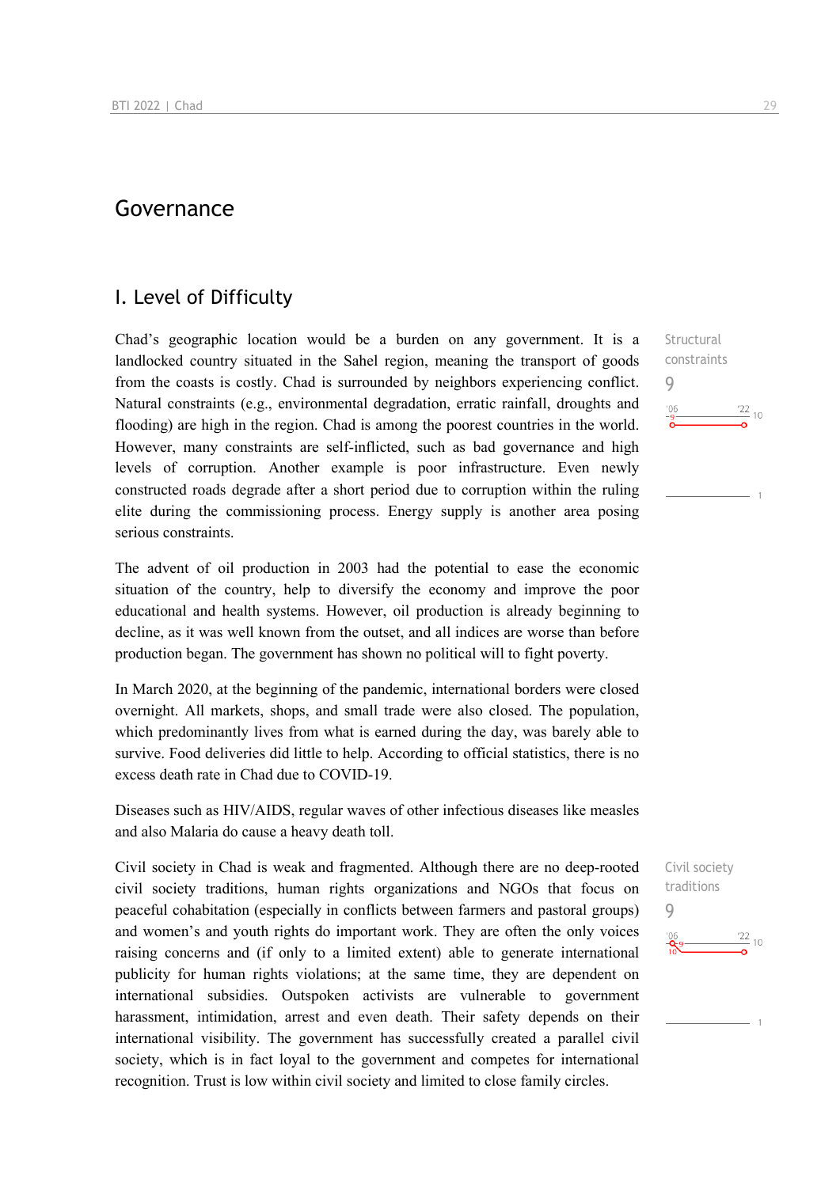# Governance

## I. Level of Difficulty

Structural constraints

9

Chad's geographic location would be a burden on any government. It is a landlocked country situated in the Sahel region, meaning the transport of goods from the coasts is costly. Chad is surrounded by neighbors experiencing conflict. Natural constraints (e.g., environmental degradation, erratic rainfall, droughts and flooding) are high in the region. Chad is among the poorest countries in the world. However, many constraints are self-inflicted, such as bad governance and high levels of corruption. Another example is poor infrastructure. Even newly constructed roads degrade after a short period due to corruption within the ruling elite during the commissioning process. Energy supply is another area posing serious constraints.

The advent of oil production in 2003 had the potential to ease the economic situation of the country, help to diversify the economy and improve the poor educational and health systems. However, oil production is already beginning to decline, as it was well known from the outset, and all indices are worse than before production began. The government has shown no political will to fight poverty.

In March 2020, at the beginning of the pandemic, international borders were closed overnight. All markets, shops, and small trade were also closed. The population, which predominantly lives from what is earned during the day, was barely able to survive. Food deliveries did little to help. According to official statistics, there is no excess death rate in Chad due to COVID-19.

Diseases such as HIV/AIDS, regular waves of other infectious diseases like measles and also Malaria do cause a heavy death toll.

Civil society traditions

9

Civil society in Chad is weak and fragmented. Although there are no deep-rooted civil society traditions, human rights organizations and NGOs that focus on peaceful cohabitation (especially in conflicts between farmers and pastoral groups) and women's and youth rights do important work. They are often the only voices raising concerns and (if only to a limited extent) able to generate international publicity for human rights violations; at the same time, they are dependent on international subsidies. Outspoken activists are vulnerable to government harassment, intimidation, arrest and even death. Their safety depends on their international visibility. The government has successfully created a parallel civil society, which is in fact loyal to the government and competes for international recognition. Trust is low within civil society and limited to close family circles.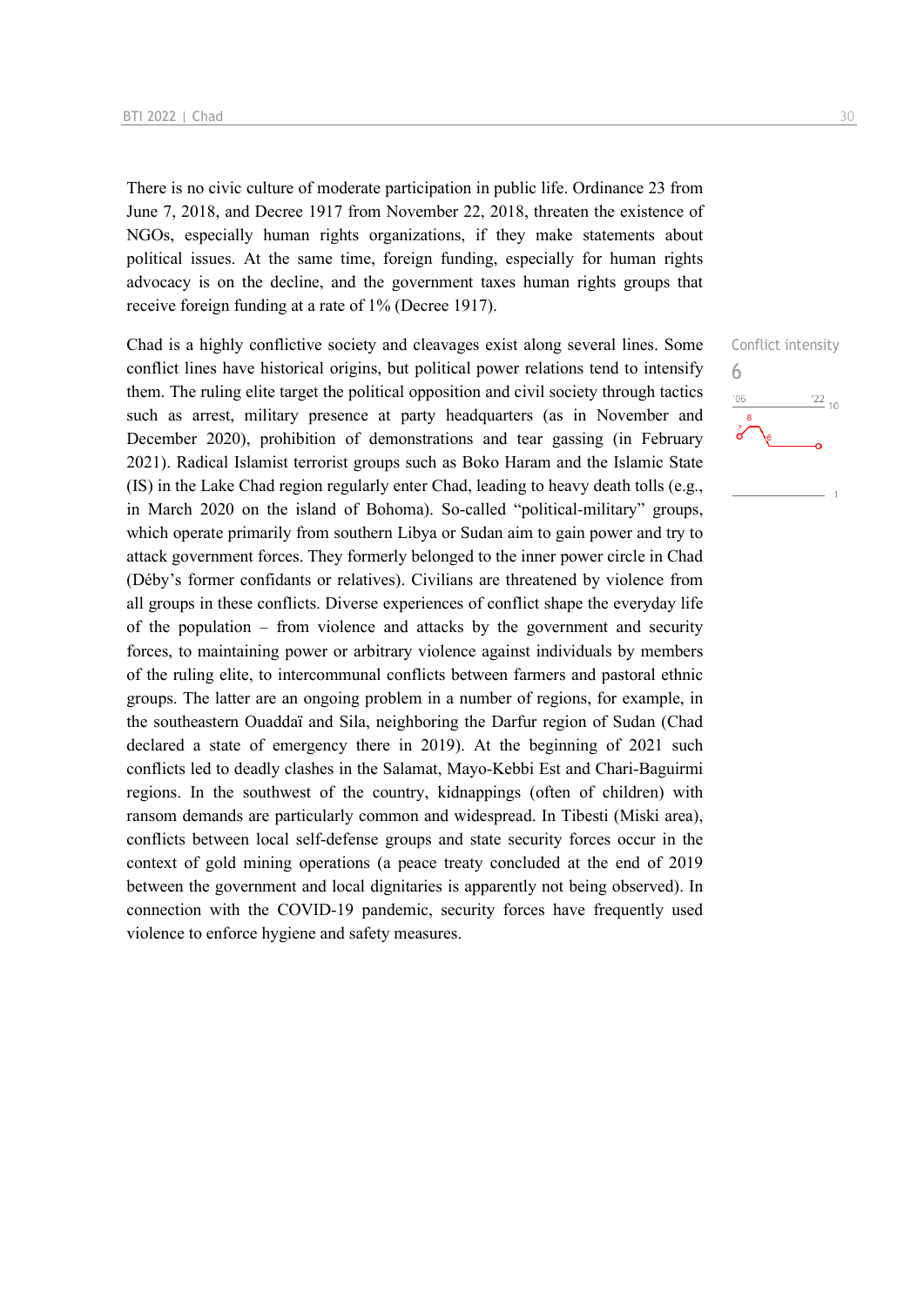There is no civic culture of moderate participation in public life. Ordinance 23 from June 7, 2018, and Decree 1917 from November 22, 2018, threaten the existence of NGOs, especially human rights organizations, if they make statements about political issues. At the same time, foreign funding, especially for human rights advocacy is on the decline, and the government taxes human rights groups that receive foreign funding at a rate of 1% (Decree 1917).

Conflict intensity
6

Chad is a highly conflictive society and cleavages exist along several lines. Some conflict lines have historical origins, but political power relations tend to intensify them. The ruling elite target the political opposition and civil society through tactics such as arrest, military presence at party headquarters (as in November and December 2020), prohibition of demonstrations and tear gassing (in February 2021). Radical Islamist terrorist groups such as Boko Haram and the Islamic State (IS) in the Lake Chad region regularly enter Chad, leading to heavy death tolls (e.g., in March 2020 on the island of Bohoma). So-called "political-military" groups, which operate primarily from southern Libya or Sudan aim to gain power and try to attack government forces. They formerly belonged to the inner power circle in Chad (Déby's former confidants or relatives). Civilians are threatened by violence from all groups in these conflicts. Diverse experiences of conflict shape the everyday life of the population – from violence and attacks by the government and security forces, to maintaining power or arbitrary violence against individuals by members of the ruling elite, to intercommunal conflicts between farmers and pastoral ethnic groups. The latter are an ongoing problem in a number of regions, for example, in the southeastern Ouaddaï and Sila, neighboring the Darfur region of Sudan (Chad declared a state of emergency there in 2019). At the beginning of 2021 such conflicts led to deadly clashes in the Salamat, Mayo-Kebbi Est and Chari-Baguirmi regions. In the southwest of the country, kidnappings (often of children) with ransom demands are particularly common and widespread. In Tibesti (Miski area), conflicts between local self-defense groups and state security forces occur in the context of gold mining operations (a peace treaty concluded at the end of 2019 between the government and local dignitaries is apparently not being observed). In connection with the COVID-19 pandemic, security forces have frequently used violence to enforce hygiene and safety measures.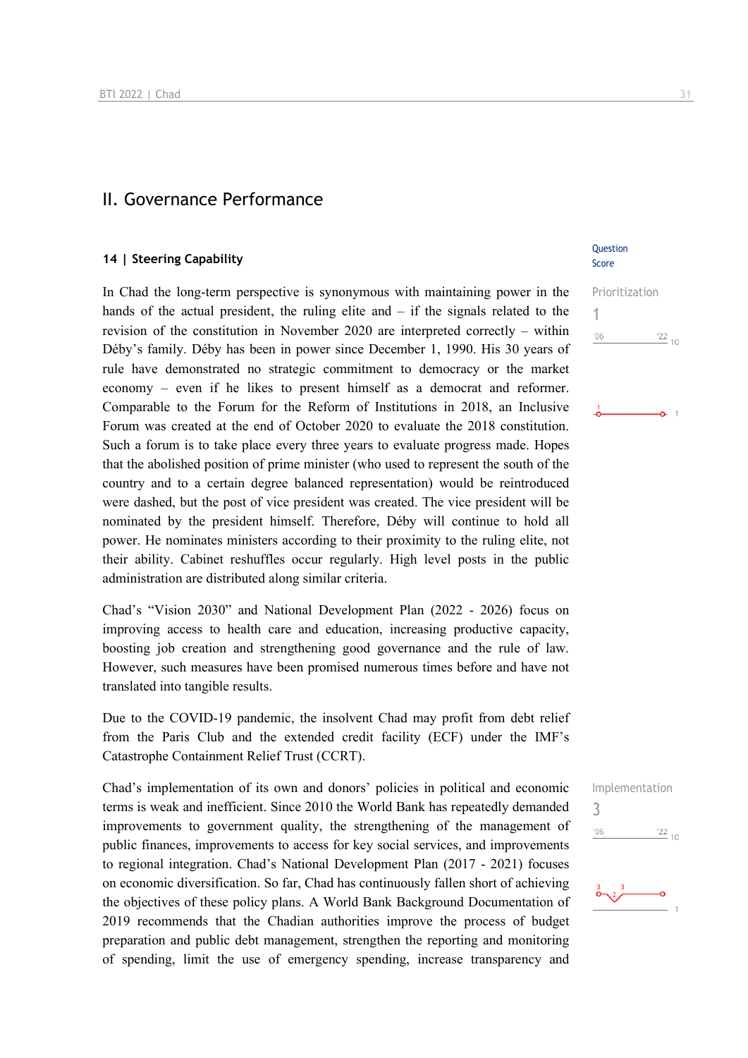# II. Governance Performance

## 14 | Steering Capability

Question Score

Prioritization
1

In Chad the long-term perspective is synonymous with maintaining power in the hands of the actual president, the ruling elite and – if the signals related to the revision of the constitution in November 2020 are interpreted correctly – within Déby's family. Déby has been in power since December 1, 1990. His 30 years of rule have demonstrated no strategic commitment to democracy or the market economy – even if he likes to present himself as a democrat and reformer. Comparable to the Forum for the Reform of Institutions in 2018, an Inclusive Forum was created at the end of October 2020 to evaluate the 2018 constitution. Such a forum is to take place every three years to evaluate progress made. Hopes that the abolished position of prime minister (who used to represent the south of the country and to a certain degree balanced representation) would be reintroduced were dashed, but the post of vice president was created. The vice president will be nominated by the president himself. Therefore, Déby will continue to hold all power. He nominates ministers according to their proximity to the ruling elite, not their ability. Cabinet reshuffles occur regularly. High level posts in the public administration are distributed along similar criteria.

Chad's "Vision 2030" and National Development Plan (2022 - 2026) focus on improving access to health care and education, increasing productive capacity, boosting job creation and strengthening good governance and the rule of law. However, such measures have been promised numerous times before and have not translated into tangible results.

Due to the COVID-19 pandemic, the insolvent Chad may profit from debt relief from the Paris Club and the extended credit facility (ECF) under the IMF's Catastrophe Containment Relief Trust (CCRT).

Implementation
3

Chad's implementation of its own and donors' policies in political and economic terms is weak and inefficient. Since 2010 the World Bank has repeatedly demanded improvements to government quality, the strengthening of the management of public finances, improvements to access for key social services, and improvements to regional integration. Chad's National Development Plan (2017 - 2021) focuses on economic diversification. So far, Chad has continuously fallen short of achieving the objectives of these policy plans. A World Bank Background Documentation of 2019 recommends that the Chadian authorities improve the process of budget preparation and public debt management, strengthen the reporting and monitoring of spending, limit the use of emergency spending, increase transparency and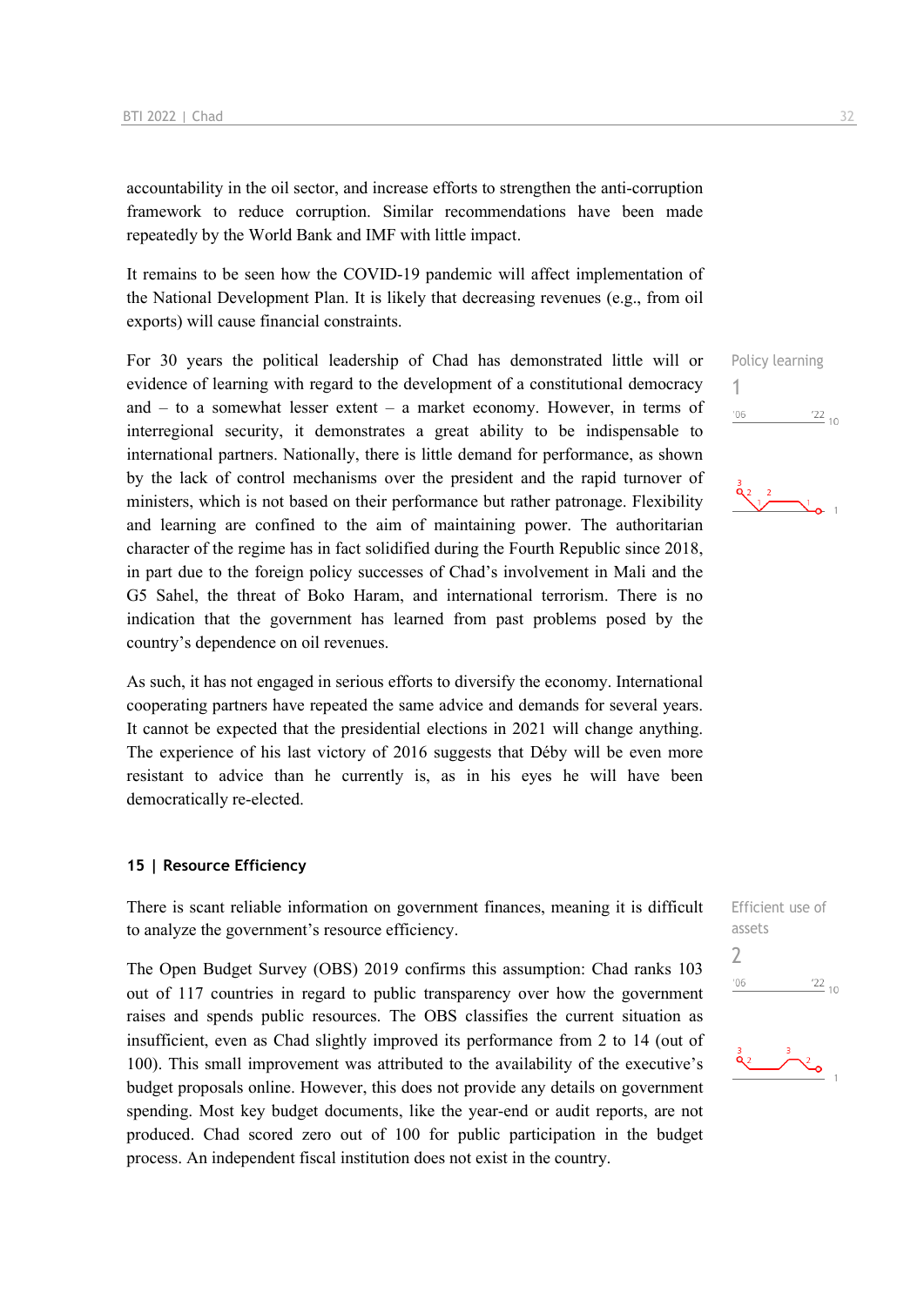accountability in the oil sector, and increase efforts to strengthen the anti-corruption framework to reduce corruption. Similar recommendations have been made repeatedly by the World Bank and IMF with little impact.

It remains to be seen how the COVID-19 pandemic will affect implementation of the National Development Plan. It is likely that decreasing revenues (e.g., from oil exports) will cause financial constraints.

Policy learning

1

For 30 years the political leadership of Chad has demonstrated little will or evidence of learning with regard to the development of a constitutional democracy and – to a somewhat lesser extent – a market economy. However, in terms of interregional security, it demonstrates a great ability to be indispensable to international partners. Nationally, there is little demand for performance, as shown by the lack of control mechanisms over the president and the rapid turnover of ministers, which is not based on their performance but rather patronage. Flexibility and learning are confined to the aim of maintaining power. The authoritarian character of the regime has in fact solidified during the Fourth Republic since 2018, in part due to the foreign policy successes of Chad's involvement in Mali and the G5 Sahel, the threat of Boko Haram, and international terrorism. There is no indication that the government has learned from past problems posed by the country's dependence on oil revenues.

As such, it has not engaged in serious efforts to diversify the economy. International cooperating partners have repeated the same advice and demands for several years. It cannot be expected that the presidential elections in 2021 will change anything. The experience of his last victory of 2016 suggests that Déby will be even more resistant to advice than he currently is, as in his eyes he will have been democratically re-elected.

## 15 | Resource Efficiency

Efficient use of assets

2

There is scant reliable information on government finances, meaning it is difficult to analyze the government's resource efficiency.

The Open Budget Survey (OBS) 2019 confirms this assumption: Chad ranks 103 out of 117 countries in regard to public transparency over how the government raises and spends public resources. The OBS classifies the current situation as insufficient, even as Chad slightly improved its performance from 2 to 14 (out of 100). This small improvement was attributed to the availability of the executive's budget proposals online. However, this does not provide any details on government spending. Most key budget documents, like the year-end or audit reports, are not produced. Chad scored zero out of 100 for public participation in the budget process. An independent fiscal institution does not exist in the country.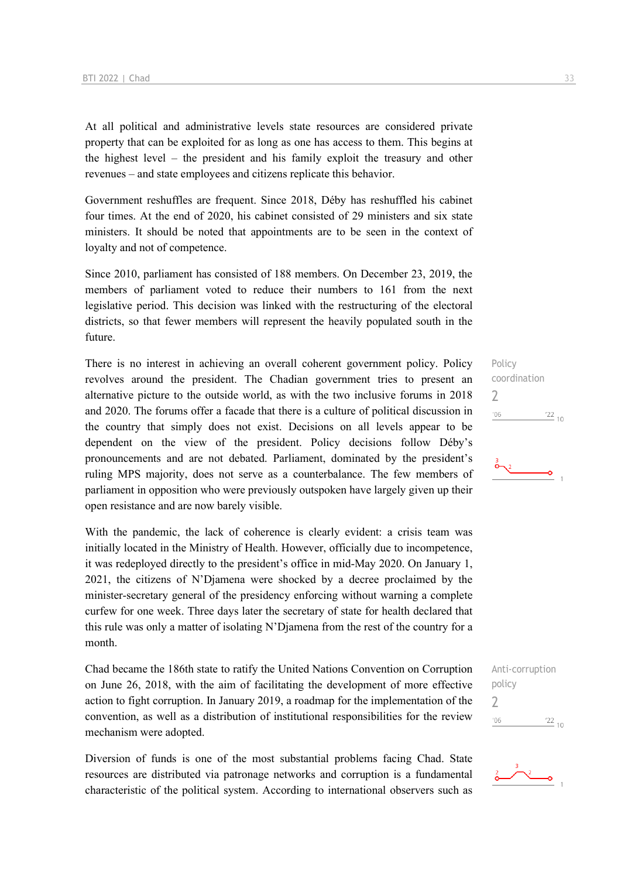At all political and administrative levels state resources are considered private property that can be exploited for as long as one has access to them. This begins at the highest level – the president and his family exploit the treasury and other revenues – and state employees and citizens replicate this behavior.

Government reshuffles are frequent. Since 2018, Déby has reshuffled his cabinet four times. At the end of 2020, his cabinet consisted of 29 ministers and six state ministers. It should be noted that appointments are to be seen in the context of loyalty and not of competence.

Since 2010, parliament has consisted of 188 members. On December 23, 2019, the members of parliament voted to reduce their numbers to 161 from the next legislative period. This decision was linked with the restructuring of the electoral districts, so that fewer members will represent the heavily populated south in the future.

Policy coordination
2

There is no interest in achieving an overall coherent government policy. Policy revolves around the president. The Chadian government tries to present an alternative picture to the outside world, as with the two inclusive forums in 2018 and 2020. The forums offer a facade that there is a culture of political discussion in the country that simply does not exist. Decisions on all levels appear to be dependent on the view of the president. Policy decisions follow Déby's pronouncements and are not debated. Parliament, dominated by the president's ruling MPS majority, does not serve as a counterbalance. The few members of parliament in opposition who were previously outspoken have largely given up their open resistance and are now barely visible.

With the pandemic, the lack of coherence is clearly evident: a crisis team was initially located in the Ministry of Health. However, officially due to incompetence, it was redeployed directly to the president's office in mid-May 2020. On January 1, 2021, the citizens of N'Djamena were shocked by a decree proclaimed by the minister-secretary general of the presidency enforcing without warning a complete curfew for one week. Three days later the secretary of state for health declared that this rule was only a matter of isolating N'Djamena from the rest of the country for a month.

Anti-corruption policy
2

Chad became the 186th state to ratify the United Nations Convention on Corruption on June 26, 2018, with the aim of facilitating the development of more effective action to fight corruption. In January 2019, a roadmap for the implementation of the convention, as well as a distribution of institutional responsibilities for the review mechanism were adopted.

Diversion of funds is one of the most substantial problems facing Chad. State resources are distributed via patronage networks and corruption is a fundamental characteristic of the political system. According to international observers such as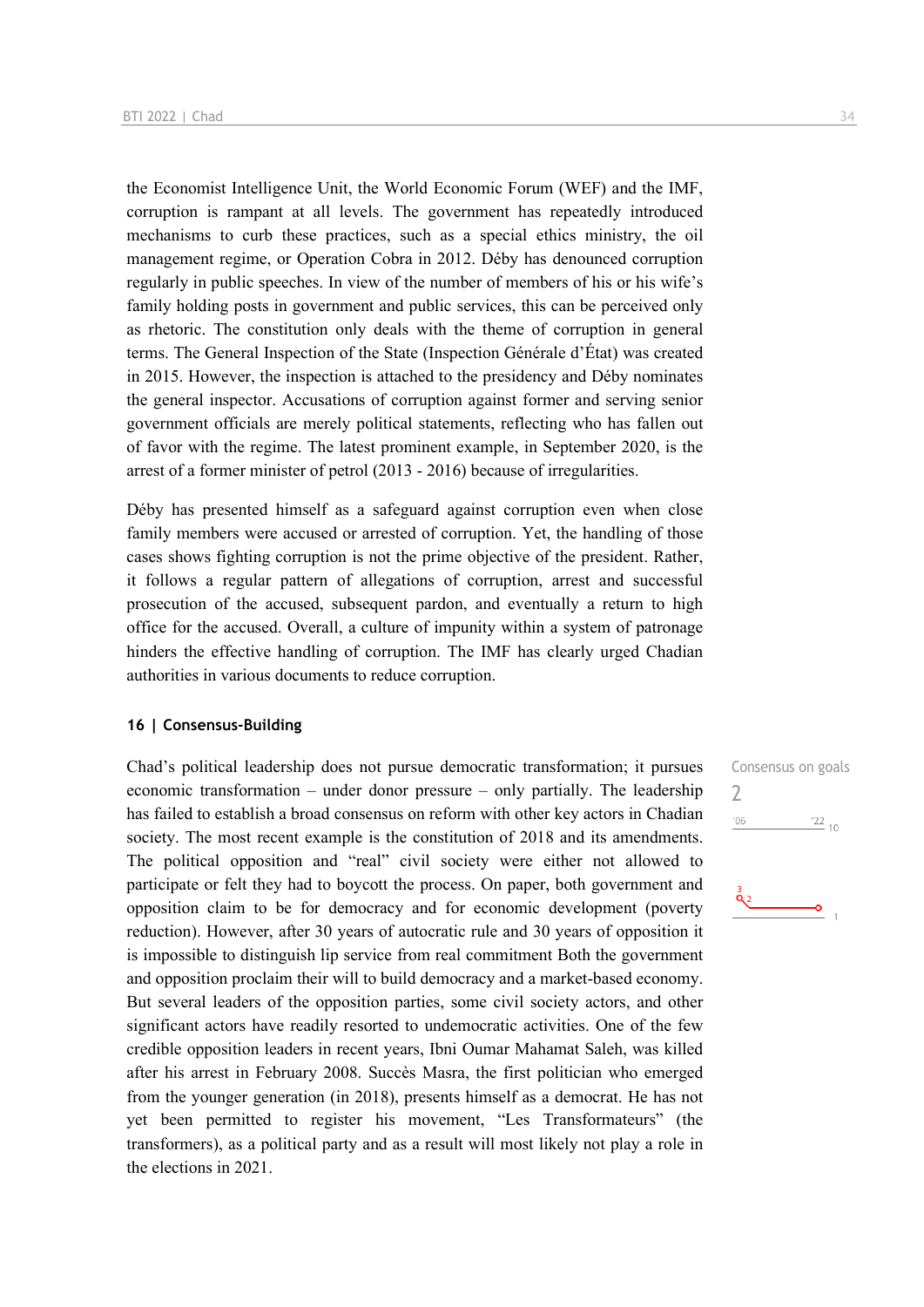the Economist Intelligence Unit, the World Economic Forum (WEF) and the IMF, corruption is rampant at all levels. The government has repeatedly introduced mechanisms to curb these practices, such as a special ethics ministry, the oil management regime, or Operation Cobra in 2012. Déby has denounced corruption regularly in public speeches. In view of the number of members of his or his wife's family holding posts in government and public services, this can be perceived only as rhetoric. The constitution only deals with the theme of corruption in general terms. The General Inspection of the State (Inspection Générale d'État) was created in 2015. However, the inspection is attached to the presidency and Déby nominates the general inspector. Accusations of corruption against former and serving senior government officials are merely political statements, reflecting who has fallen out of favor with the regime. The latest prominent example, in September 2020, is the arrest of a former minister of petrol (2013 - 2016) because of irregularities.

Déby has presented himself as a safeguard against corruption even when close family members were accused or arrested of corruption. Yet, the handling of those cases shows fighting corruption is not the prime objective of the president. Rather, it follows a regular pattern of allegations of corruption, arrest and successful prosecution of the accused, subsequent pardon, and eventually a return to high office for the accused. Overall, a culture of impunity within a system of patronage hinders the effective handling of corruption. The IMF has clearly urged Chadian authorities in various documents to reduce corruption.

## 16 | Consensus-Building

Consensus on goals
2

Chad's political leadership does not pursue democratic transformation; it pursues economic transformation – under donor pressure – only partially. The leadership has failed to establish a broad consensus on reform with other key actors in Chadian society. The most recent example is the constitution of 2018 and its amendments. The political opposition and "real" civil society were either not allowed to participate or felt they had to boycott the process. On paper, both government and opposition claim to be for democracy and for economic development (poverty reduction). However, after 30 years of autocratic rule and 30 years of opposition it is impossible to distinguish lip service from real commitment Both the government and opposition proclaim their will to build democracy and a market-based economy. But several leaders of the opposition parties, some civil society actors, and other significant actors have readily resorted to undemocratic activities. One of the few credible opposition leaders in recent years, Ibni Oumar Mahamat Saleh, was killed after his arrest in February 2008. Succès Masra, the first politician who emerged from the younger generation (in 2018), presents himself as a democrat. He has not yet been permitted to register his movement, "Les Transformateurs" (the transformers), as a political party and as a result will most likely not play a role in the elections in 2021.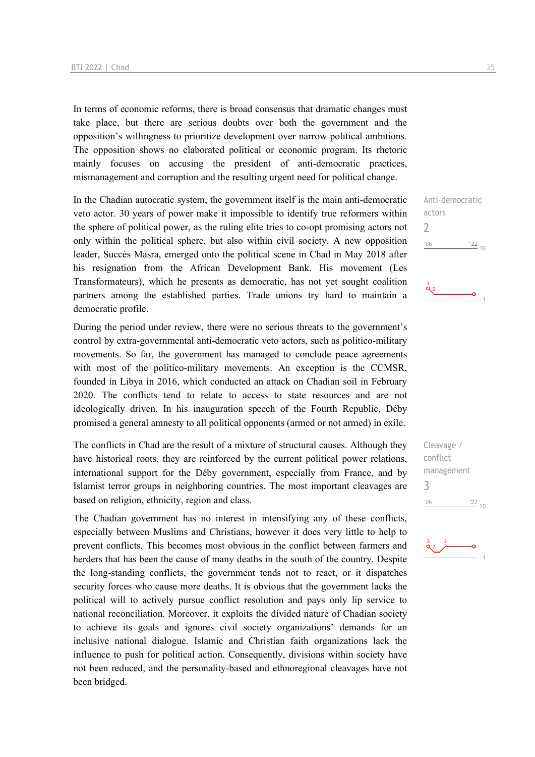In terms of economic reforms, there is broad consensus that dramatic changes must take place, but there are serious doubts over both the government and the opposition's willingness to prioritize development over narrow political ambitions. The opposition shows no elaborated political or economic program. Its rhetoric mainly focuses on accusing the president of anti-democratic practices, mismanagement and corruption and the resulting urgent need for political change.

In the Chadian autocratic system, the government itself is the main anti-democratic veto actor. 30 years of power make it impossible to identify true reformers within the sphere of political power, as the ruling elite tries to co-opt promising actors not only within the political sphere, but also within civil society. A new opposition leader, Succès Masra, emerged onto the political scene in Chad in May 2018 after his resignation from the African Development Bank. His movement (Les Transformateurs), which he presents as democratic, has not yet sought coalition partners among the established parties. Trade unions try hard to maintain a democratic profile.

Anti-democratic actors
2

During the period under review, there were no serious threats to the government's control by extra-governmental anti-democratic veto actors, such as politico-military movements. So far, the government has managed to conclude peace agreements with most of the politico-military movements. An exception is the CCMSR, founded in Libya in 2016, which conducted an attack on Chadian soil in February 2020. The conflicts tend to relate to access to state resources and are not ideologically driven. In his inauguration speech of the Fourth Republic, Déby promised a general amnesty to all political opponents (armed or not armed) in exile.

The conflicts in Chad are the result of a mixture of structural causes. Although they have historical roots, they are reinforced by the current political power relations, international support for the Déby government, especially from France, and by Islamist terror groups in neighboring countries. The most important cleavages are based on religion, ethnicity, region and class.

Cleavage / conflict management
3

The Chadian government has no interest in intensifying any of these conflicts, especially between Muslims and Christians, however it does very little to help to prevent conflicts. This becomes most obvious in the conflict between farmers and herders that has been the cause of many deaths in the south of the country. Despite the long-standing conflicts, the government tends not to react, or it dispatches security forces who cause more deaths. It is obvious that the government lacks the political will to actively pursue conflict resolution and pays only lip service to national reconciliation. Moreover, it exploits the divided nature of Chadian society to achieve its goals and ignores civil society organizations' demands for an inclusive national dialogue. Islamic and Christian faith organizations lack the influence to push for political action. Consequently, divisions within society have not been reduced, and the personality-based and ethnoregional cleavages have not been bridged.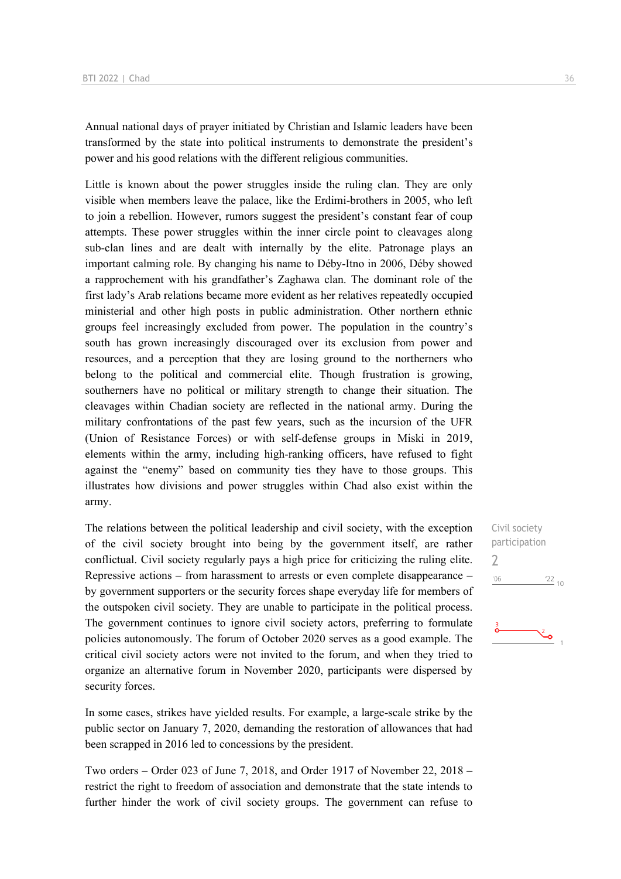Annual national days of prayer initiated by Christian and Islamic leaders have been transformed by the state into political instruments to demonstrate the president's power and his good relations with the different religious communities.

Little is known about the power struggles inside the ruling clan. They are only visible when members leave the palace, like the Erdimi-brothers in 2005, who left to join a rebellion. However, rumors suggest the president's constant fear of coup attempts. These power struggles within the inner circle point to cleavages along sub-clan lines and are dealt with internally by the elite. Patronage plays an important calming role. By changing his name to Déby-Itno in 2006, Déby showed a rapprochement with his grandfather's Zaghawa clan. The dominant role of the first lady's Arab relations became more evident as her relatives repeatedly occupied ministerial and other high posts in public administration. Other northern ethnic groups feel increasingly excluded from power. The population in the country's south has grown increasingly discouraged over its exclusion from power and resources, and a perception that they are losing ground to the northerners who belong to the political and commercial elite. Though frustration is growing, southerners have no political or military strength to change their situation. The cleavages within Chadian society are reflected in the national army. During the military confrontations of the past few years, such as the incursion of the UFR (Union of Resistance Forces) or with self-defense groups in Miski in 2019, elements within the army, including high-ranking officers, have refused to fight against the "enemy" based on community ties they have to those groups. This illustrates how divisions and power struggles within Chad also exist within the army.

Civil society participation

2

The relations between the political leadership and civil society, with the exception of the civil society brought into being by the government itself, are rather conflictual. Civil society regularly pays a high price for criticizing the ruling elite. Repressive actions – from harassment to arrests or even complete disappearance – by government supporters or the security forces shape everyday life for members of the outspoken civil society. They are unable to participate in the political process. The government continues to ignore civil society actors, preferring to formulate policies autonomously. The forum of October 2020 serves as a good example. The critical civil society actors were not invited to the forum, and when they tried to organize an alternative forum in November 2020, participants were dispersed by security forces.

In some cases, strikes have yielded results. For example, a large-scale strike by the public sector on January 7, 2020, demanding the restoration of allowances that had been scrapped in 2016 led to concessions by the president.

Two orders – Order 023 of June 7, 2018, and Order 1917 of November 22, 2018 – restrict the right to freedom of association and demonstrate that the state intends to further hinder the work of civil society groups. The government can refuse to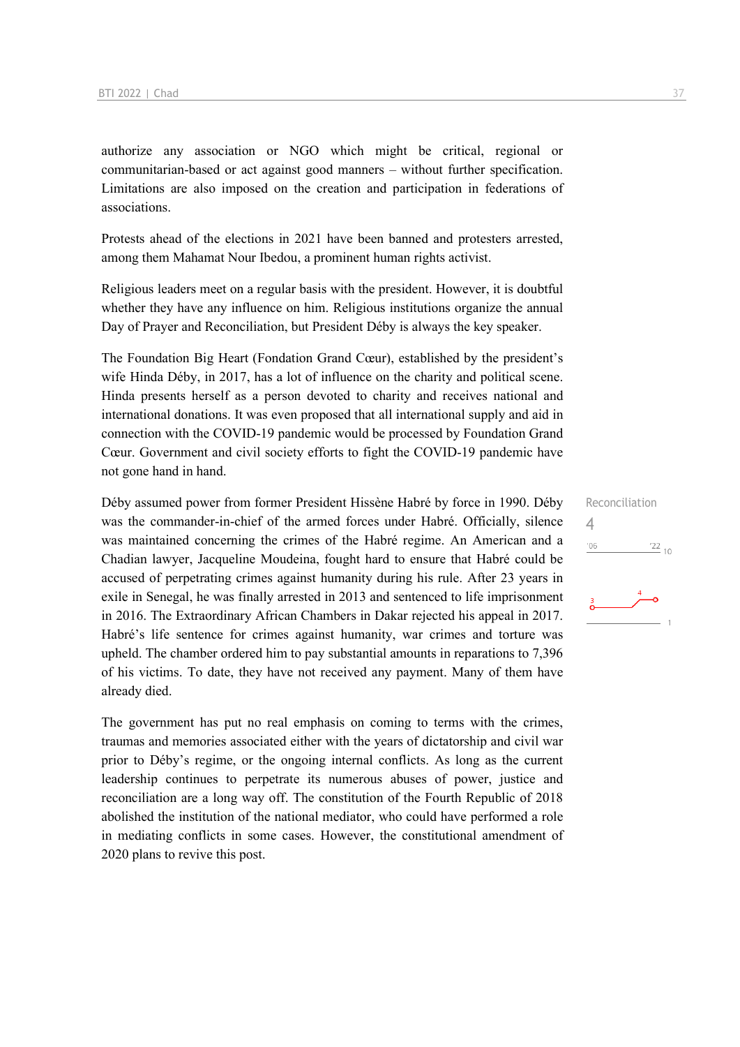authorize any association or NGO which might be critical, regional or communitarian-based or act against good manners – without further specification. Limitations are also imposed on the creation and participation in federations of associations.

Protests ahead of the elections in 2021 have been banned and protesters arrested, among them Mahamat Nour Ibedou, a prominent human rights activist.

Religious leaders meet on a regular basis with the president. However, it is doubtful whether they have any influence on him. Religious institutions organize the annual Day of Prayer and Reconciliation, but President Déby is always the key speaker.

The Foundation Big Heart (Fondation Grand Cœur), established by the president's wife Hinda Déby, in 2017, has a lot of influence on the charity and political scene. Hinda presents herself as a person devoted to charity and receives national and international donations. It was even proposed that all international supply and aid in connection with the COVID-19 pandemic would be processed by Foundation Grand Cœur. Government and civil society efforts to fight the COVID-19 pandemic have not gone hand in hand.

Reconciliation
4

Déby assumed power from former President Hissène Habré by force in 1990. Déby was the commander-in-chief of the armed forces under Habré. Officially, silence was maintained concerning the crimes of the Habré regime. An American and a Chadian lawyer, Jacqueline Moudeina, fought hard to ensure that Habré could be accused of perpetrating crimes against humanity during his rule. After 23 years in exile in Senegal, he was finally arrested in 2013 and sentenced to life imprisonment in 2016. The Extraordinary African Chambers in Dakar rejected his appeal in 2017. Habré's life sentence for crimes against humanity, war crimes and torture was upheld. The chamber ordered him to pay substantial amounts in reparations to 7,396 of his victims. To date, they have not received any payment. Many of them have already died.

The government has put no real emphasis on coming to terms with the crimes, traumas and memories associated either with the years of dictatorship and civil war prior to Déby's regime, or the ongoing internal conflicts. As long as the current leadership continues to perpetrate its numerous abuses of power, justice and reconciliation are a long way off. The constitution of the Fourth Republic of 2018 abolished the institution of the national mediator, who could have performed a role in mediating conflicts in some cases. However, the constitutional amendment of 2020 plans to revive this post.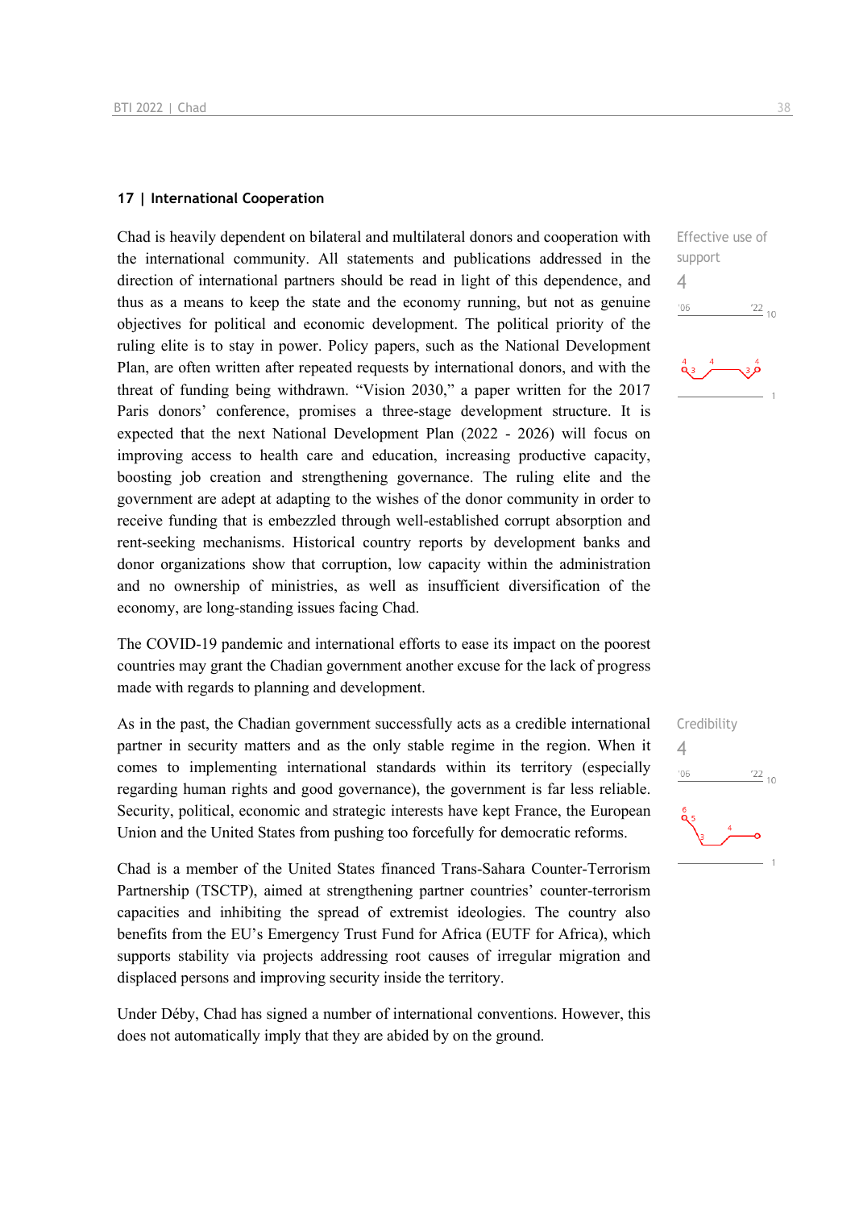## 17 | International Cooperation

Effective use of support

4

Chad is heavily dependent on bilateral and multilateral donors and cooperation with the international community. All statements and publications addressed in the direction of international partners should be read in light of this dependence, and thus as a means to keep the state and the economy running, but not as genuine objectives for political and economic development. The political priority of the ruling elite is to stay in power. Policy papers, such as the National Development Plan, are often written after repeated requests by international donors, and with the threat of funding being withdrawn. "Vision 2030," a paper written for the 2017 Paris donors' conference, promises a three-stage development structure. It is expected that the next National Development Plan (2022 - 2026) will focus on improving access to health care and education, increasing productive capacity, boosting job creation and strengthening governance. The ruling elite and the government are adept at adapting to the wishes of the donor community in order to receive funding that is embezzled through well-established corrupt absorption and rent-seeking mechanisms. Historical country reports by development banks and donor organizations show that corruption, low capacity within the administration and no ownership of ministries, as well as insufficient diversification of the economy, are long-standing issues facing Chad.

The COVID-19 pandemic and international efforts to ease its impact on the poorest countries may grant the Chadian government another excuse for the lack of progress made with regards to planning and development.

Credibility

4

As in the past, the Chadian government successfully acts as a credible international partner in security matters and as the only stable regime in the region. When it comes to implementing international standards within its territory (especially regarding human rights and good governance), the government is far less reliable. Security, political, economic and strategic interests have kept France, the European Union and the United States from pushing too forcefully for democratic reforms.

Chad is a member of the United States financed Trans-Sahara Counter-Terrorism Partnership (TSCTP), aimed at strengthening partner countries' counter-terrorism capacities and inhibiting the spread of extremist ideologies. The country also benefits from the EU's Emergency Trust Fund for Africa (EUTF for Africa), which supports stability via projects addressing root causes of irregular migration and displaced persons and improving security inside the territory.

Under Déby, Chad has signed a number of international conventions. However, this does not automatically imply that they are abided by on the ground.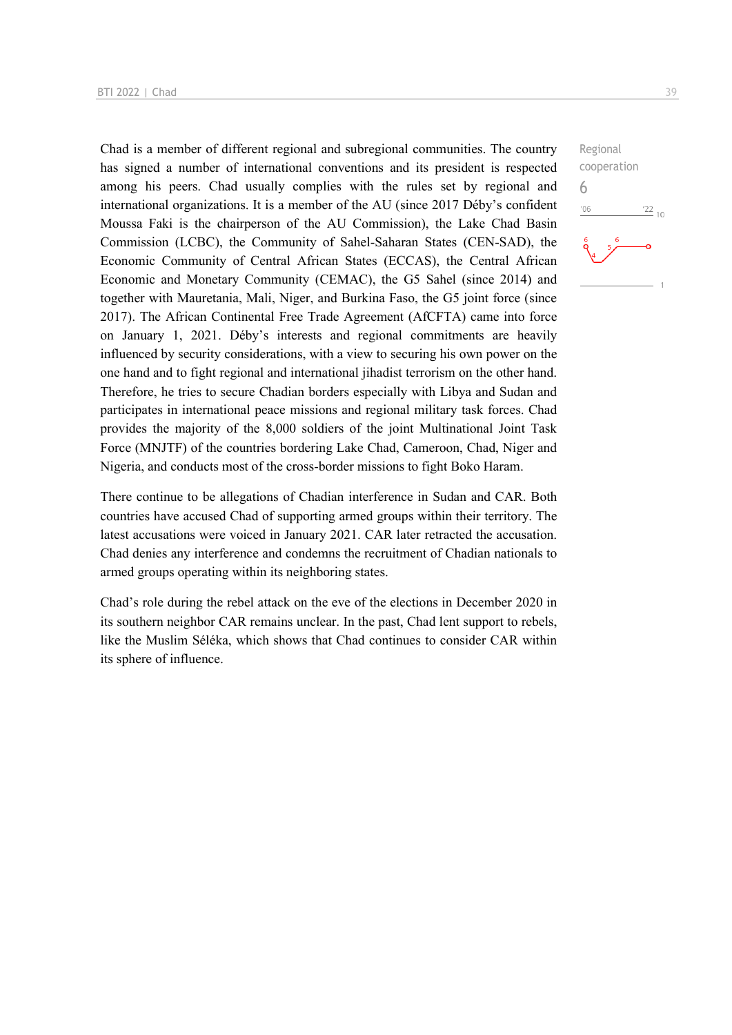Regional cooperation

6

Chad is a member of different regional and subregional communities. The country has signed a number of international conventions and its president is respected among his peers. Chad usually complies with the rules set by regional and international organizations. It is a member of the AU (since 2017 Déby's confident Moussa Faki is the chairperson of the AU Commission), the Lake Chad Basin Commission (LCBC), the Community of Sahel-Saharan States (CEN-SAD), the Economic Community of Central African States (ECCAS), the Central African Economic and Monetary Community (CEMAC), the G5 Sahel (since 2014) and together with Mauretania, Mali, Niger, and Burkina Faso, the G5 joint force (since 2017). The African Continental Free Trade Agreement (AfCFTA) came into force on January 1, 2021. Déby's interests and regional commitments are heavily influenced by security considerations, with a view to securing his own power on the one hand and to fight regional and international jihadist terrorism on the other hand. Therefore, he tries to secure Chadian borders especially with Libya and Sudan and participates in international peace missions and regional military task forces. Chad provides the majority of the 8,000 soldiers of the joint Multinational Joint Task Force (MNJTF) of the countries bordering Lake Chad, Cameroon, Chad, Niger and Nigeria, and conducts most of the cross-border missions to fight Boko Haram.

There continue to be allegations of Chadian interference in Sudan and CAR. Both countries have accused Chad of supporting armed groups within their territory. The latest accusations were voiced in January 2021. CAR later retracted the accusation. Chad denies any interference and condemns the recruitment of Chadian nationals to armed groups operating within its neighboring states.

Chad's role during the rebel attack on the eve of the elections in December 2020 in its southern neighbor CAR remains unclear. In the past, Chad lent support to rebels, like the Muslim Séléka, which shows that Chad continues to consider CAR within its sphere of influence.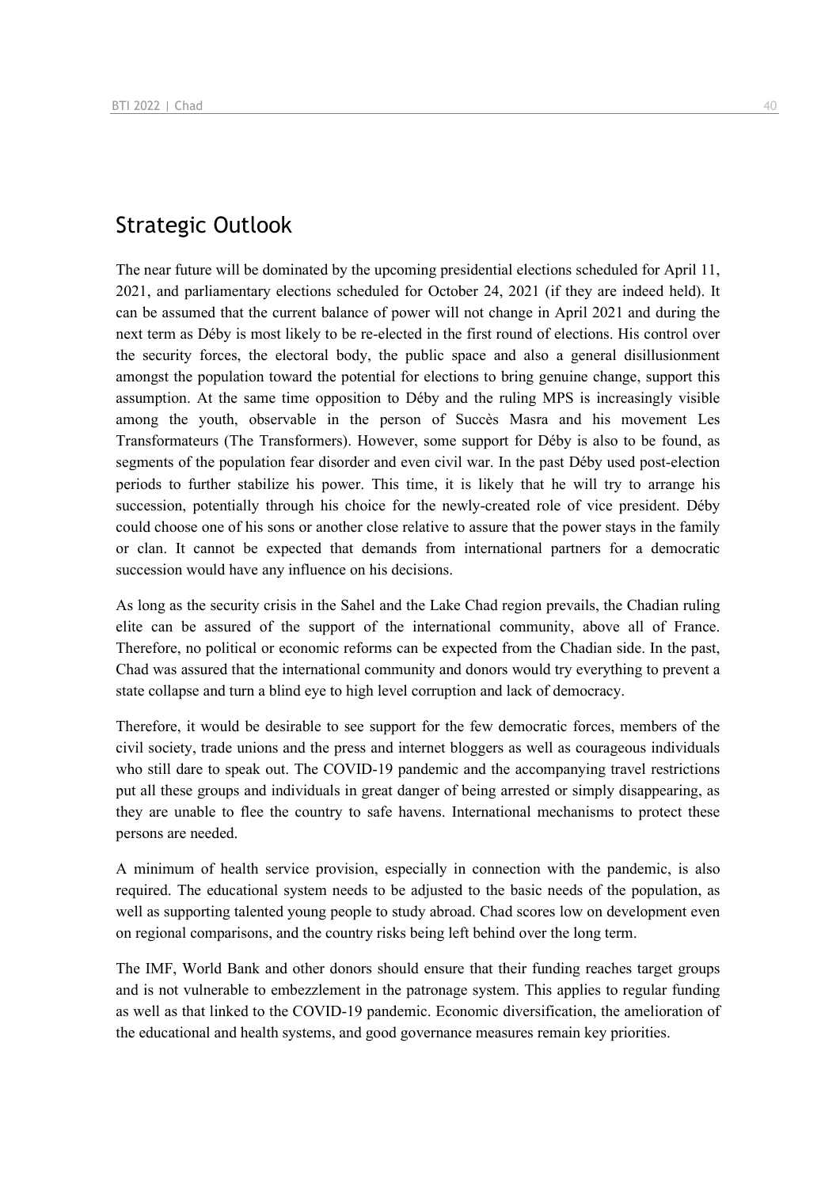## Strategic Outlook

The near future will be dominated by the upcoming presidential elections scheduled for April 11, 2021, and parliamentary elections scheduled for October 24, 2021 (if they are indeed held). It can be assumed that the current balance of power will not change in April 2021 and during the next term as Déby is most likely to be re-elected in the first round of elections. His control over the security forces, the electoral body, the public space and also a general disillusionment amongst the population toward the potential for elections to bring genuine change, support this assumption. At the same time opposition to Déby and the ruling MPS is increasingly visible among the youth, observable in the person of Succès Masra and his movement Les Transformateurs (The Transformers). However, some support for Déby is also to be found, as segments of the population fear disorder and even civil war. In the past Déby used post-election periods to further stabilize his power. This time, it is likely that he will try to arrange his succession, potentially through his choice for the newly-created role of vice president. Déby could choose one of his sons or another close relative to assure that the power stays in the family or clan. It cannot be expected that demands from international partners for a democratic succession would have any influence on his decisions.

As long as the security crisis in the Sahel and the Lake Chad region prevails, the Chadian ruling elite can be assured of the support of the international community, above all of France. Therefore, no political or economic reforms can be expected from the Chadian side. In the past, Chad was assured that the international community and donors would try everything to prevent a state collapse and turn a blind eye to high level corruption and lack of democracy.

Therefore, it would be desirable to see support for the few democratic forces, members of the civil society, trade unions and the press and internet bloggers as well as courageous individuals who still dare to speak out. The COVID-19 pandemic and the accompanying travel restrictions put all these groups and individuals in great danger of being arrested or simply disappearing, as they are unable to flee the country to safe havens. International mechanisms to protect these persons are needed.

A minimum of health service provision, especially in connection with the pandemic, is also required. The educational system needs to be adjusted to the basic needs of the population, as well as supporting talented young people to study abroad. Chad scores low on development even on regional comparisons, and the country risks being left behind over the long term.

The IMF, World Bank and other donors should ensure that their funding reaches target groups and is not vulnerable to embezzlement in the patronage system. This applies to regular funding as well as that linked to the COVID-19 pandemic. Economic diversification, the amelioration of the educational and health systems, and good governance measures remain key priorities.